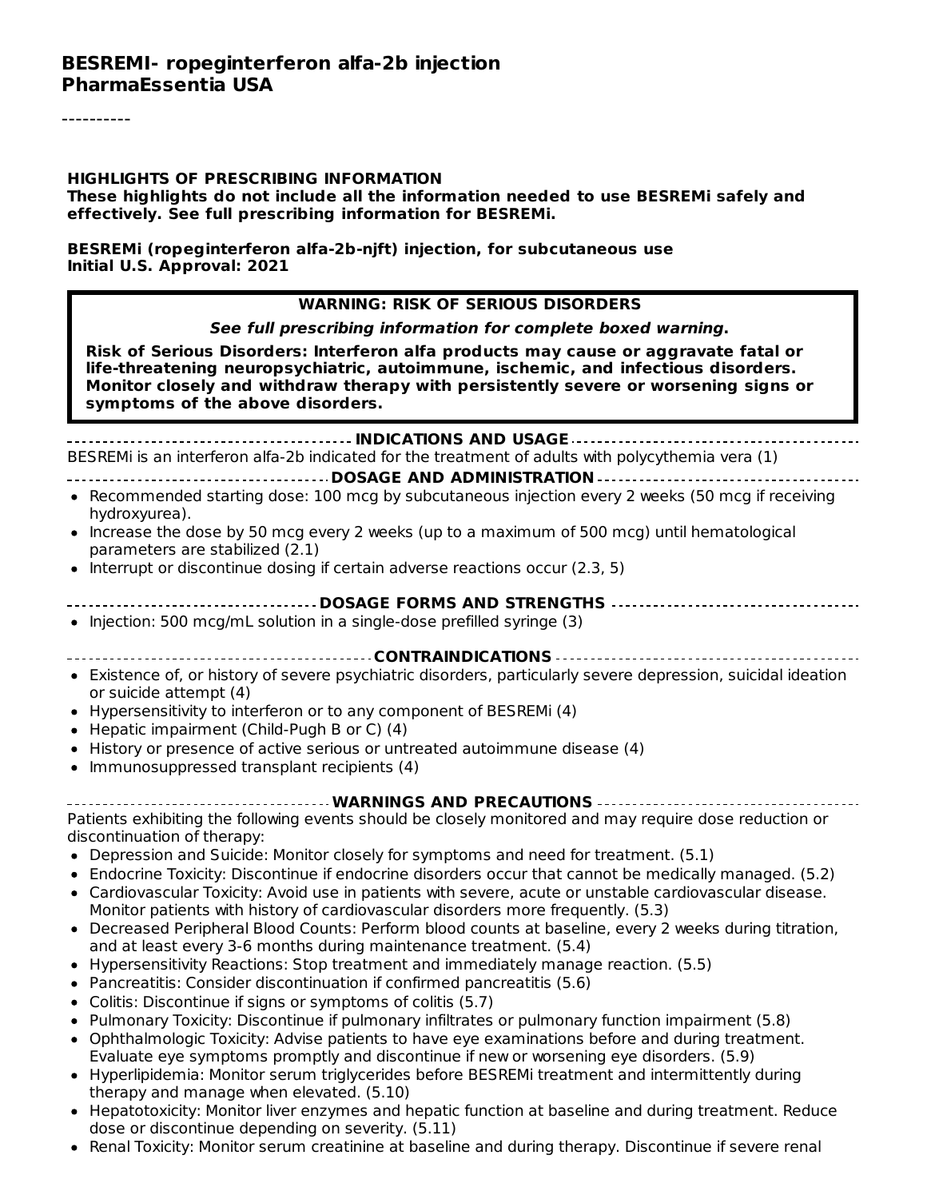**BESREMI- ropeginterferon alfa-2b injection**
**PharmaEssentia USA**

----------

**HIGHLIGHTS OF PRESCRIBING INFORMATION**
**These highlights do not include all the information needed to use BESREMi safely and effectively. See full prescribing information for BESREMi.**

**BESREMi (ropeginterferon alfa-2b-njft) injection, for subcutaneous use**
**Initial U.S. Approval: 2021**

> **WARNING: RISK OF SERIOUS DISORDERS**
>
> ***See full prescribing information for complete boxed warning.***
>
> **Risk of Serious Disorders: Interferon alfa products may cause or aggravate fatal or life-threatening neuropsychiatric, autoimmune, ischemic, and infectious disorders. Monitor closely and withdraw therapy with persistently severe or worsening signs or symptoms of the above disorders.**

**INDICATIONS AND USAGE**

BESREMi is an interferon alfa-2b indicated for the treatment of adults with polycythemia vera (1)

**DOSAGE AND ADMINISTRATION**

- Recommended starting dose: 100 mcg by subcutaneous injection every 2 weeks (50 mcg if receiving hydroxyurea).
- Increase the dose by 50 mcg every 2 weeks (up to a maximum of 500 mcg) until hematological parameters are stabilized (2.1)
- Interrupt or discontinue dosing if certain adverse reactions occur (2.3, 5)

**DOSAGE FORMS AND STRENGTHS**

- Injection: 500 mcg/mL solution in a single-dose prefilled syringe (3)

**CONTRAINDICATIONS**

- Existence of, or history of severe psychiatric disorders, particularly severe depression, suicidal ideation or suicide attempt (4)
- Hypersensitivity to interferon or to any component of BESREMi (4)
- Hepatic impairment (Child-Pugh B or C) (4)
- History or presence of active serious or untreated autoimmune disease (4)
- Immunosuppressed transplant recipients (4)

**WARNINGS AND PRECAUTIONS**

Patients exhibiting the following events should be closely monitored and may require dose reduction or discontinuation of therapy:

- Depression and Suicide: Monitor closely for symptoms and need for treatment. (5.1)
- Endocrine Toxicity: Discontinue if endocrine disorders occur that cannot be medically managed. (5.2)
- Cardiovascular Toxicity: Avoid use in patients with severe, acute or unstable cardiovascular disease. Monitor patients with history of cardiovascular disorders more frequently. (5.3)
- Decreased Peripheral Blood Counts: Perform blood counts at baseline, every 2 weeks during titration, and at least every 3-6 months during maintenance treatment. (5.4)
- Hypersensitivity Reactions: Stop treatment and immediately manage reaction. (5.5)
- Pancreatitis: Consider discontinuation if confirmed pancreatitis (5.6)
- Colitis: Discontinue if signs or symptoms of colitis (5.7)
- Pulmonary Toxicity: Discontinue if pulmonary infiltrates or pulmonary function impairment (5.8)
- Ophthalmologic Toxicity: Advise patients to have eye examinations before and during treatment. Evaluate eye symptoms promptly and discontinue if new or worsening eye disorders. (5.9)
- Hyperlipidemia: Monitor serum triglycerides before BESREMi treatment and intermittently during therapy and manage when elevated. (5.10)
- Hepatotoxicity: Monitor liver enzymes and hepatic function at baseline and during treatment. Reduce dose or discontinue depending on severity. (5.11)
- Renal Toxicity: Monitor serum creatinine at baseline and during therapy. Discontinue if severe renal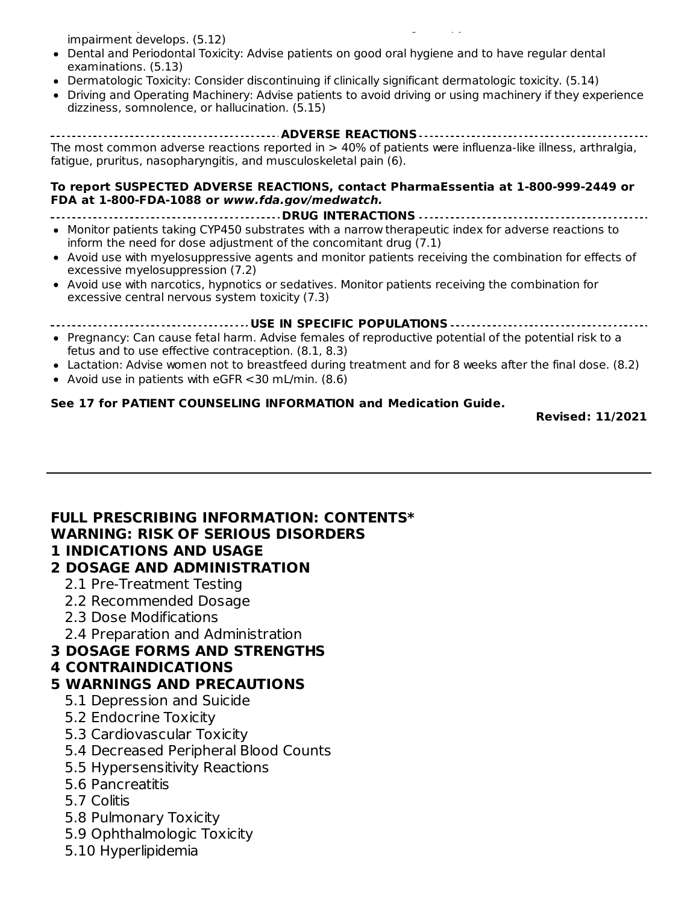impairment develops. (5.12)

- Dental and Periodontal Toxicity: Advise patients on good oral hygiene and to have regular dental examinations. (5.13)
- Dermatologic Toxicity: Consider discontinuing if clinically significant dermatologic toxicity. (5.14)
- Driving and Operating Machinery: Advise patients to avoid driving or using machinery if they experience dizziness, somnolence, or hallucination. (5.15)

**ADVERSE REACTIONS**

The most common adverse reactions reported in > 40% of patients were influenza-like illness, arthralgia, fatigue, pruritus, nasopharyngitis, and musculoskeletal pain (6).

**To report SUSPECTED ADVERSE REACTIONS, contact PharmaEssentia at 1-800-999-2449 or FDA at 1-800-FDA-1088 or *www.fda.gov/medwatch.***

**DRUG INTERACTIONS**

- Monitor patients taking CYP450 substrates with a narrow therapeutic index for adverse reactions to inform the need for dose adjustment of the concomitant drug (7.1)
- Avoid use with myelosuppressive agents and monitor patients receiving the combination for effects of excessive myelosuppression (7.2)
- Avoid use with narcotics, hypnotics or sedatives. Monitor patients receiving the combination for excessive central nervous system toxicity (7.3)

**USE IN SPECIFIC POPULATIONS**

- Pregnancy: Can cause fetal harm. Advise females of reproductive potential of the potential risk to a fetus and to use effective contraception. (8.1, 8.3)
- Lactation: Advise women not to breastfeed during treatment and for 8 weeks after the final dose. (8.2)
- Avoid use in patients with eGFR <30 mL/min. (8.6)

**See 17 for PATIENT COUNSELING INFORMATION and Medication Guide.**

**Revised: 11/2021**

---

## FULL PRESCRIBING INFORMATION: CONTENTS*

**WARNING: RISK OF SERIOUS DISORDERS**

**1 INDICATIONS AND USAGE**

**2 DOSAGE AND ADMINISTRATION**
- 2.1 Pre-Treatment Testing
- 2.2 Recommended Dosage
- 2.3 Dose Modifications
- 2.4 Preparation and Administration

**3 DOSAGE FORMS AND STRENGTHS**

**4 CONTRAINDICATIONS**

**5 WARNINGS AND PRECAUTIONS**
- 5.1 Depression and Suicide
- 5.2 Endocrine Toxicity
- 5.3 Cardiovascular Toxicity
- 5.4 Decreased Peripheral Blood Counts
- 5.5 Hypersensitivity Reactions
- 5.6 Pancreatitis
- 5.7 Colitis
- 5.8 Pulmonary Toxicity
- 5.9 Ophthalmologic Toxicity
- 5.10 Hyperlipidemia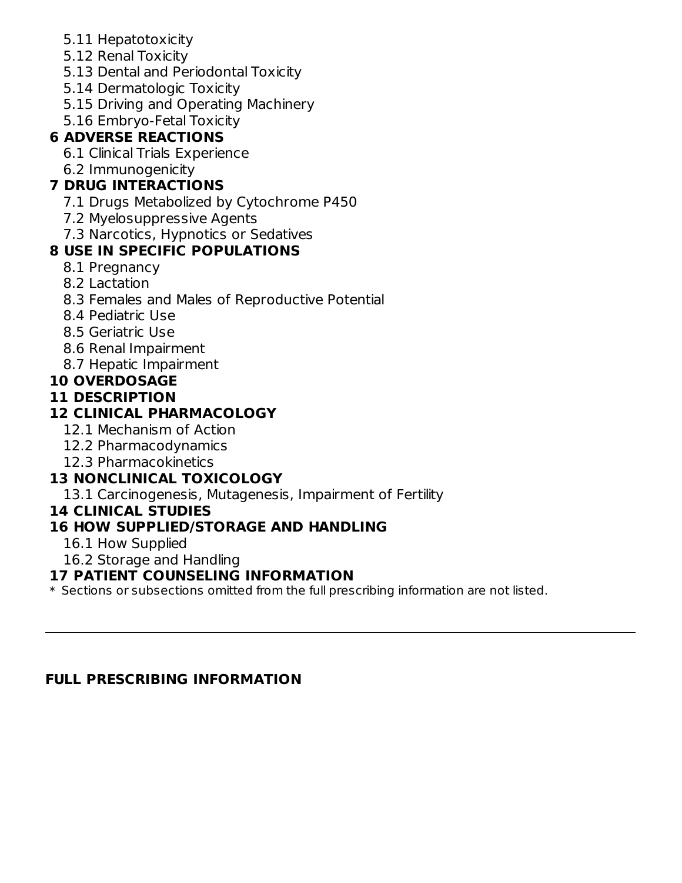5.11 Hepatotoxicity
5.12 Renal Toxicity
5.13 Dental and Periodontal Toxicity
5.14 Dermatologic Toxicity
5.15 Driving and Operating Machinery
5.16 Embryo-Fetal Toxicity

**6 ADVERSE REACTIONS**

6.1 Clinical Trials Experience
6.2 Immunogenicity

**7 DRUG INTERACTIONS**

7.1 Drugs Metabolized by Cytochrome P450
7.2 Myelosuppressive Agents
7.3 Narcotics, Hypnotics or Sedatives

**8 USE IN SPECIFIC POPULATIONS**

8.1 Pregnancy
8.2 Lactation
8.3 Females and Males of Reproductive Potential
8.4 Pediatric Use
8.5 Geriatric Use
8.6 Renal Impairment
8.7 Hepatic Impairment

**10 OVERDOSAGE**

**11 DESCRIPTION**

**12 CLINICAL PHARMACOLOGY**

12.1 Mechanism of Action
12.2 Pharmacodynamics
12.3 Pharmacokinetics

**13 NONCLINICAL TOXICOLOGY**

13.1 Carcinogenesis, Mutagenesis, Impairment of Fertility

**14 CLINICAL STUDIES**

**16 HOW SUPPLIED/STORAGE AND HANDLING**

16.1 How Supplied
16.2 Storage and Handling

**17 PATIENT COUNSELING INFORMATION**

* Sections or subsections omitted from the full prescribing information are not listed.

---

**FULL PRESCRIBING INFORMATION**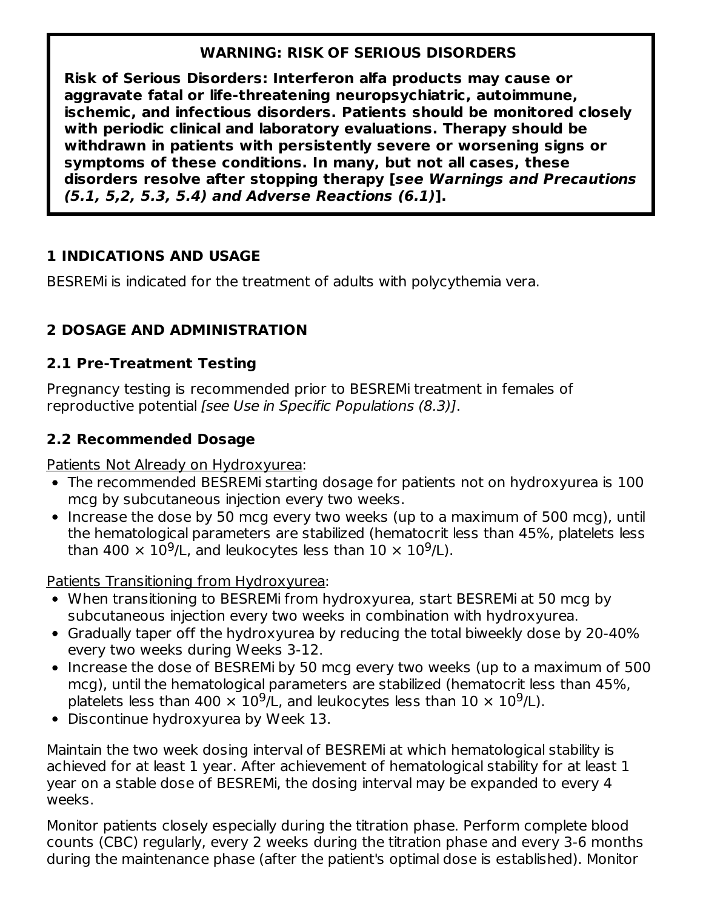**WARNING: RISK OF SERIOUS DISORDERS**

**Risk of Serious Disorders: Interferon alfa products may cause or aggravate fatal or life-threatening neuropsychiatric, autoimmune, ischemic, and infectious disorders. Patients should be monitored closely with periodic clinical and laboratory evaluations. Therapy should be withdrawn in patients with persistently severe or worsening signs or symptoms of these conditions. In many, but not all cases, these disorders resolve after stopping therapy [*see Warnings and Precautions (5.1, 5,2, 5.3, 5.4) and Adverse Reactions (6.1)*].**

## 1 INDICATIONS AND USAGE

BESREMi is indicated for the treatment of adults with polycythemia vera.

## 2 DOSAGE AND ADMINISTRATION

### 2.1 Pre-Treatment Testing

Pregnancy testing is recommended prior to BESREMi treatment in females of reproductive potential *[see Use in Specific Populations (8.3)]*.

### 2.2 Recommended Dosage

Patients Not Already on Hydroxyurea:

- The recommended BESREMi starting dosage for patients not on hydroxyurea is 100 mcg by subcutaneous injection every two weeks.
- Increase the dose by 50 mcg every two weeks (up to a maximum of 500 mcg), until the hematological parameters are stabilized (hematocrit less than 45%, platelets less than $400 \times 10^9$/L, and leukocytes less than $10 \times 10^9$/L).

Patients Transitioning from Hydroxyurea:

- When transitioning to BESREMi from hydroxyurea, start BESREMi at 50 mcg by subcutaneous injection every two weeks in combination with hydroxyurea.
- Gradually taper off the hydroxyurea by reducing the total biweekly dose by 20-40% every two weeks during Weeks 3-12.
- Increase the dose of BESREMi by 50 mcg every two weeks (up to a maximum of 500 mcg), until the hematological parameters are stabilized (hematocrit less than 45%, platelets less than $400 \times 10^9$/L, and leukocytes less than $10 \times 10^9$/L).
- Discontinue hydroxyurea by Week 13.

Maintain the two week dosing interval of BESREMi at which hematological stability is achieved for at least 1 year. After achievement of hematological stability for at least 1 year on a stable dose of BESREMi, the dosing interval may be expanded to every 4 weeks.

Monitor patients closely especially during the titration phase. Perform complete blood counts (CBC) regularly, every 2 weeks during the titration phase and every 3-6 months during the maintenance phase (after the patient's optimal dose is established). Monitor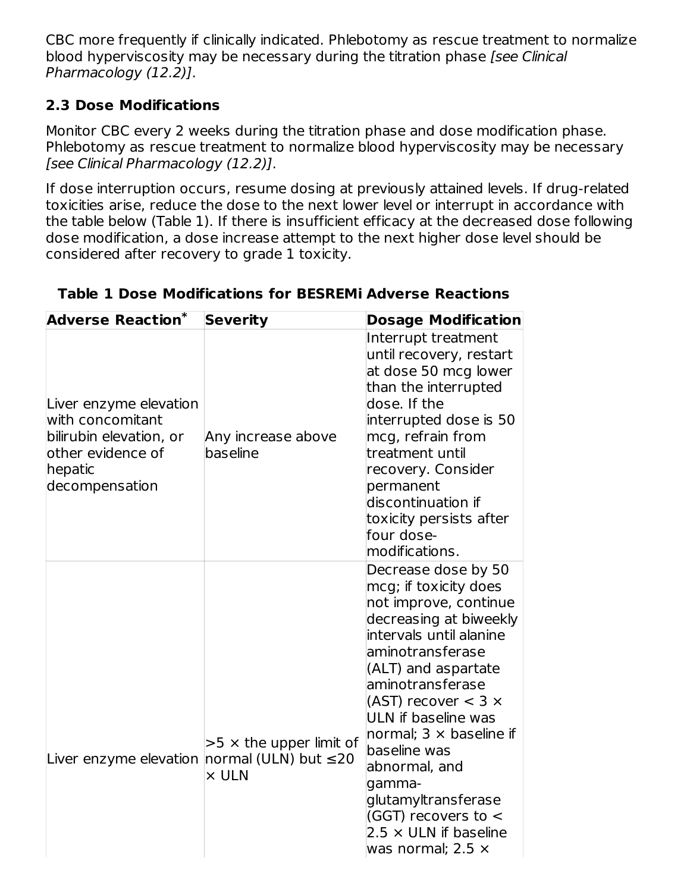CBC more frequently if clinically indicated. Phlebotomy as rescue treatment to normalize blood hyperviscosity may be necessary during the titration phase *[see Clinical Pharmacology (12.2)]*.

### 2.3 Dose Modifications

Monitor CBC every 2 weeks during the titration phase and dose modification phase. Phlebotomy as rescue treatment to normalize blood hyperviscosity may be necessary *[see Clinical Pharmacology (12.2)]*.

If dose interruption occurs, resume dosing at previously attained levels. If drug-related toxicities arise, reduce the dose to the next lower level or interrupt in accordance with the table below (Table 1). If there is insufficient efficacy at the decreased dose following dose modification, a dose increase attempt to the next higher dose level should be considered after recovery to grade 1 toxicity.

**Table 1 Dose Modifications for BESREMi Adverse Reactions**

| Adverse Reaction* | Severity | Dosage Modification |
|---|---|---|
| Liver enzyme elevation with concomitant bilirubin elevation, or other evidence of hepatic decompensation | Any increase above baseline | Interrupt treatment until recovery, restart at dose 50 mcg lower than the interrupted dose. If the interrupted dose is 50 mcg, refrain from treatment until recovery. Consider permanent discontinuation if toxicity persists after four dose-modifications. |
| Liver enzyme elevation | >5 × the upper limit of normal (ULN) but ≤20 × ULN | Decrease dose by 50 mcg; if toxicity does not improve, continue decreasing at biweekly intervals until alanine aminotransferase (ALT) and aspartate aminotransferase (AST) recover < 3 × ULN if baseline was normal; 3 × baseline if baseline was abnormal, and gamma-glutamyltransferase (GGT) recovers to < 2.5 × ULN if baseline was normal; 2.5 × |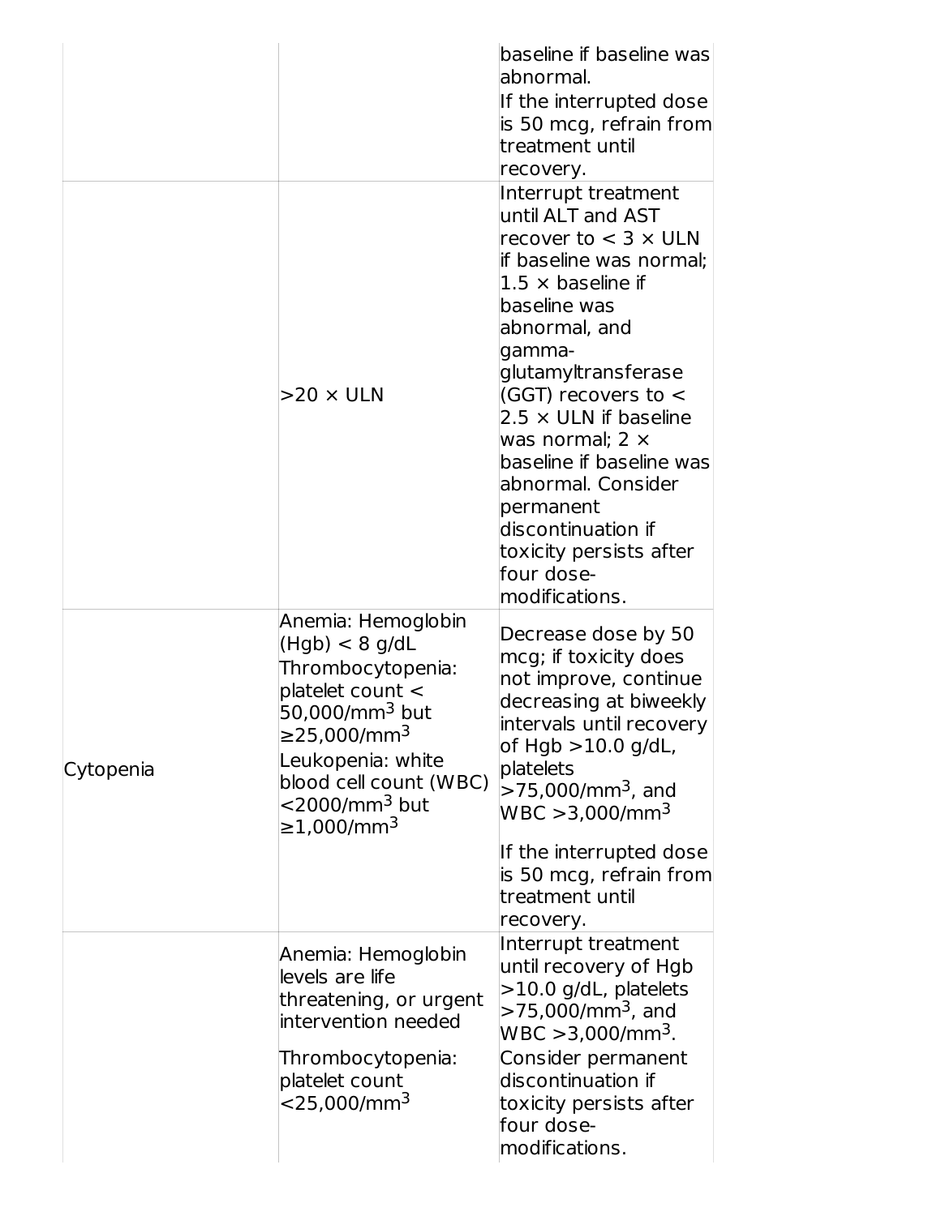| | | |
|---|---|---|
| | | baseline if baseline was abnormal.<br>If the interrupted dose is 50 mcg, refrain from treatment until recovery. |
| | >20 × ULN | Interrupt treatment until ALT and AST recover to < 3 × ULN if baseline was normal; 1.5 × baseline if baseline was abnormal, and gamma-glutamyltransferase (GGT) recovers to < 2.5 × ULN if baseline was normal; 2 × baseline if baseline was abnormal. Consider permanent discontinuation if toxicity persists after four dose-modifications. |
| Cytopenia | Anemia: Hemoglobin (Hgb) < 8 g/dL<br>Thrombocytopenia: platelet count < 50,000/mm$^3$ but ≥25,000/mm$^3$<br>Leukopenia: white blood cell count (WBC) <2000/mm$^3$ but ≥1,000/mm$^3$ | Decrease dose by 50 mcg; if toxicity does not improve, continue decreasing at biweekly intervals until recovery of Hgb >10.0 g/dL, platelets >75,000/mm$^3$, and WBC >3,000/mm$^3$<br>If the interrupted dose is 50 mcg, refrain from treatment until recovery. |
| | Anemia: Hemoglobin levels are life threatening, or urgent intervention needed<br>Thrombocytopenia: platelet count <25,000/mm$^3$ | Interrupt treatment until recovery of Hgb >10.0 g/dL, platelets >75,000/mm$^3$, and WBC >3,000/mm$^3$. Consider permanent discontinuation if toxicity persists after four dose-modifications. |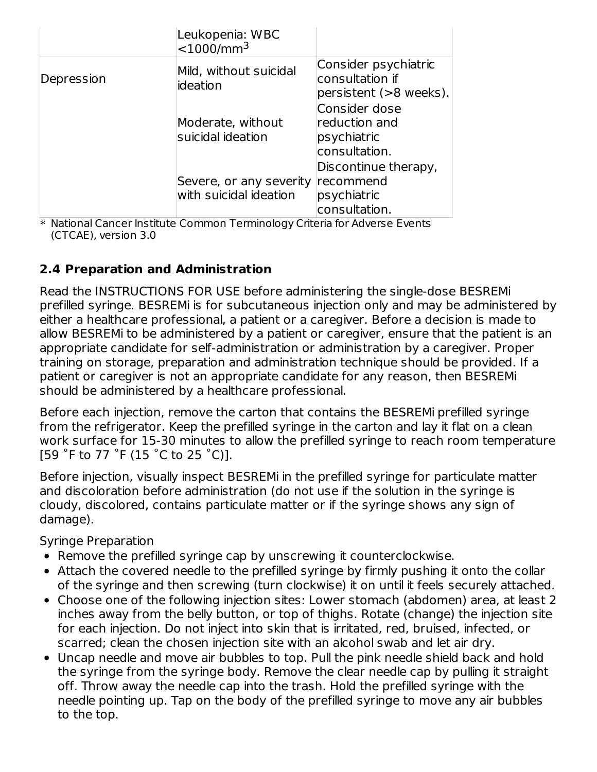|  | Leukopenia: WBC $<1000/mm^3$ |  |
| --- | --- | --- |
| Depression | Mild, without suicidal ideation | Consider psychiatric consultation if persistent (>8 weeks). |
|  | Moderate, without suicidal ideation | Consider dose reduction and psychiatric consultation. |
|  | Severe, or any severity with suicidal ideation | Discontinue therapy, recommend psychiatric consultation. |

* National Cancer Institute Common Terminology Criteria for Adverse Events (CTCAE), version 3.0

## 2.4 Preparation and Administration

Read the INSTRUCTIONS FOR USE before administering the single-dose BESREMi prefilled syringe. BESREMi is for subcutaneous injection only and may be administered by either a healthcare professional, a patient or a caregiver. Before a decision is made to allow BESREMi to be administered by a patient or caregiver, ensure that the patient is an appropriate candidate for self-administration or administration by a caregiver. Proper training on storage, preparation and administration technique should be provided. If a patient or caregiver is not an appropriate candidate for any reason, then BESREMi should be administered by a healthcare professional.

Before each injection, remove the carton that contains the BESREMi prefilled syringe from the refrigerator. Keep the prefilled syringe in the carton and lay it flat on a clean work surface for 15-30 minutes to allow the prefilled syringe to reach room temperature [59 ˚F to 77 ˚F (15 ˚C to 25 ˚C)].

Before injection, visually inspect BESREMi in the prefilled syringe for particulate matter and discoloration before administration (do not use if the solution in the syringe is cloudy, discolored, contains particulate matter or if the syringe shows any sign of damage).

Syringe Preparation

- Remove the prefilled syringe cap by unscrewing it counterclockwise.
- Attach the covered needle to the prefilled syringe by firmly pushing it onto the collar of the syringe and then screwing (turn clockwise) it on until it feels securely attached.
- Choose one of the following injection sites: Lower stomach (abdomen) area, at least 2 inches away from the belly button, or top of thighs. Rotate (change) the injection site for each injection. Do not inject into skin that is irritated, red, bruised, infected, or scarred; clean the chosen injection site with an alcohol swab and let air dry.
- Uncap needle and move air bubbles to top. Pull the pink needle shield back and hold the syringe from the syringe body. Remove the clear needle cap by pulling it straight off. Throw away the needle cap into the trash. Hold the prefilled syringe with the needle pointing up. Tap on the body of the prefilled syringe to move any air bubbles to the top.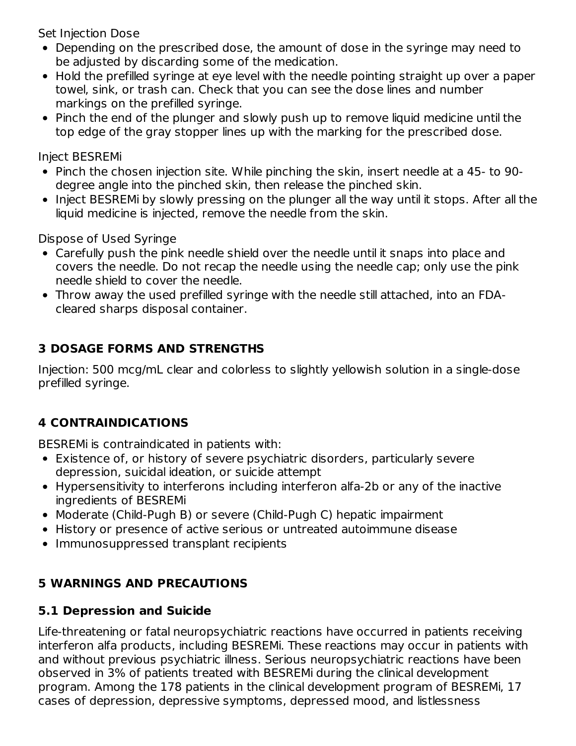Set Injection Dose

- Depending on the prescribed dose, the amount of dose in the syringe may need to be adjusted by discarding some of the medication.
- Hold the prefilled syringe at eye level with the needle pointing straight up over a paper towel, sink, or trash can. Check that you can see the dose lines and number markings on the prefilled syringe.
- Pinch the end of the plunger and slowly push up to remove liquid medicine until the top edge of the gray stopper lines up with the marking for the prescribed dose.

Inject BESREMi

- Pinch the chosen injection site. While pinching the skin, insert needle at a 45- to 90-degree angle into the pinched skin, then release the pinched skin.
- Inject BESREMi by slowly pressing on the plunger all the way until it stops. After all the liquid medicine is injected, remove the needle from the skin.

Dispose of Used Syringe

- Carefully push the pink needle shield over the needle until it snaps into place and covers the needle. Do not recap the needle using the needle cap; only use the pink needle shield to cover the needle.
- Throw away the used prefilled syringe with the needle still attached, into an FDA-cleared sharps disposal container.

## 3 DOSAGE FORMS AND STRENGTHS

Injection: 500 mcg/mL clear and colorless to slightly yellowish solution in a single-dose prefilled syringe.

## 4 CONTRAINDICATIONS

BESREMi is contraindicated in patients with:

- Existence of, or history of severe psychiatric disorders, particularly severe depression, suicidal ideation, or suicide attempt
- Hypersensitivity to interferons including interferon alfa-2b or any of the inactive ingredients of BESREMi
- Moderate (Child-Pugh B) or severe (Child-Pugh C) hepatic impairment
- History or presence of active serious or untreated autoimmune disease
- Immunosuppressed transplant recipients

## 5 WARNINGS AND PRECAUTIONS

### 5.1 Depression and Suicide

Life-threatening or fatal neuropsychiatric reactions have occurred in patients receiving interferon alfa products, including BESREMi. These reactions may occur in patients with and without previous psychiatric illness. Serious neuropsychiatric reactions have been observed in 3% of patients treated with BESREMi during the clinical development program. Among the 178 patients in the clinical development program of BESREMi, 17 cases of depression, depressive symptoms, depressed mood, and listlessness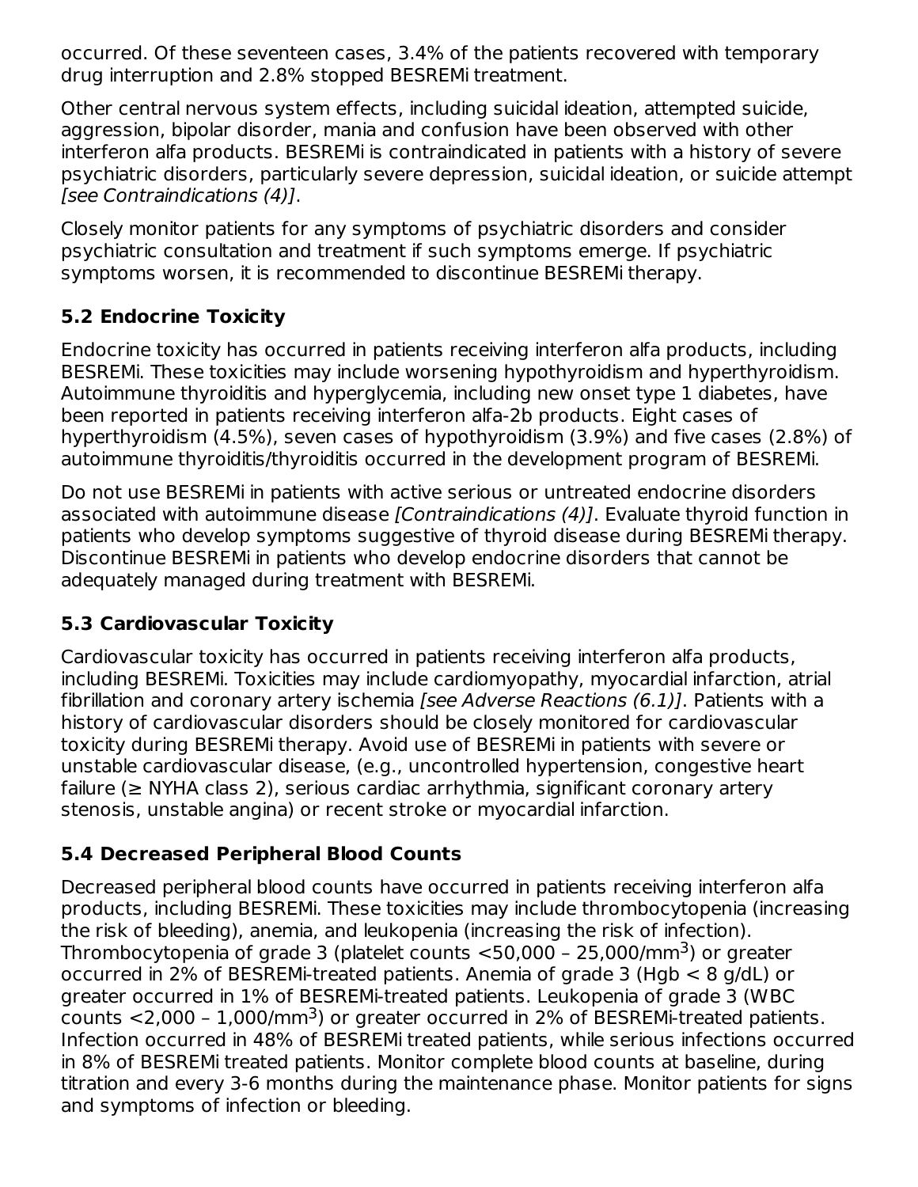occurred. Of these seventeen cases, 3.4% of the patients recovered with temporary drug interruption and 2.8% stopped BESREMi treatment.

Other central nervous system effects, including suicidal ideation, attempted suicide, aggression, bipolar disorder, mania and confusion have been observed with other interferon alfa products. BESREMi is contraindicated in patients with a history of severe psychiatric disorders, particularly severe depression, suicidal ideation, or suicide attempt *[see Contraindications (4)]*.

Closely monitor patients for any symptoms of psychiatric disorders and consider psychiatric consultation and treatment if such symptoms emerge. If psychiatric symptoms worsen, it is recommended to discontinue BESREMi therapy.

## 5.2 Endocrine Toxicity

Endocrine toxicity has occurred in patients receiving interferon alfa products, including BESREMi. These toxicities may include worsening hypothyroidism and hyperthyroidism. Autoimmune thyroiditis and hyperglycemia, including new onset type 1 diabetes, have been reported in patients receiving interferon alfa-2b products. Eight cases of hyperthyroidism (4.5%), seven cases of hypothyroidism (3.9%) and five cases (2.8%) of autoimmune thyroiditis/thyroiditis occurred in the development program of BESREMi.

Do not use BESREMi in patients with active serious or untreated endocrine disorders associated with autoimmune disease *[Contraindications (4)]*. Evaluate thyroid function in patients who develop symptoms suggestive of thyroid disease during BESREMi therapy. Discontinue BESREMi in patients who develop endocrine disorders that cannot be adequately managed during treatment with BESREMi.

## 5.3 Cardiovascular Toxicity

Cardiovascular toxicity has occurred in patients receiving interferon alfa products, including BESREMi. Toxicities may include cardiomyopathy, myocardial infarction, atrial fibrillation and coronary artery ischemia *[see Adverse Reactions (6.1)]*. Patients with a history of cardiovascular disorders should be closely monitored for cardiovascular toxicity during BESREMi therapy. Avoid use of BESREMi in patients with severe or unstable cardiovascular disease, (e.g., uncontrolled hypertension, congestive heart failure (≥ NYHA class 2), serious cardiac arrhythmia, significant coronary artery stenosis, unstable angina) or recent stroke or myocardial infarction.

## 5.4 Decreased Peripheral Blood Counts

Decreased peripheral blood counts have occurred in patients receiving interferon alfa products, including BESREMi. These toxicities may include thrombocytopenia (increasing the risk of bleeding), anemia, and leukopenia (increasing the risk of infection). Thrombocytopenia of grade 3 (platelet counts <50,000 – 25,000/$mm^3$) or greater occurred in 2% of BESREMi-treated patients. Anemia of grade 3 (Hgb < 8 g/dL) or greater occurred in 1% of BESREMi-treated patients. Leukopenia of grade 3 (WBC counts <2,000 – 1,000/$mm^3$) or greater occurred in 2% of BESREMi-treated patients. Infection occurred in 48% of BESREMi treated patients, while serious infections occurred in 8% of BESREMi treated patients. Monitor complete blood counts at baseline, during titration and every 3-6 months during the maintenance phase. Monitor patients for signs and symptoms of infection or bleeding.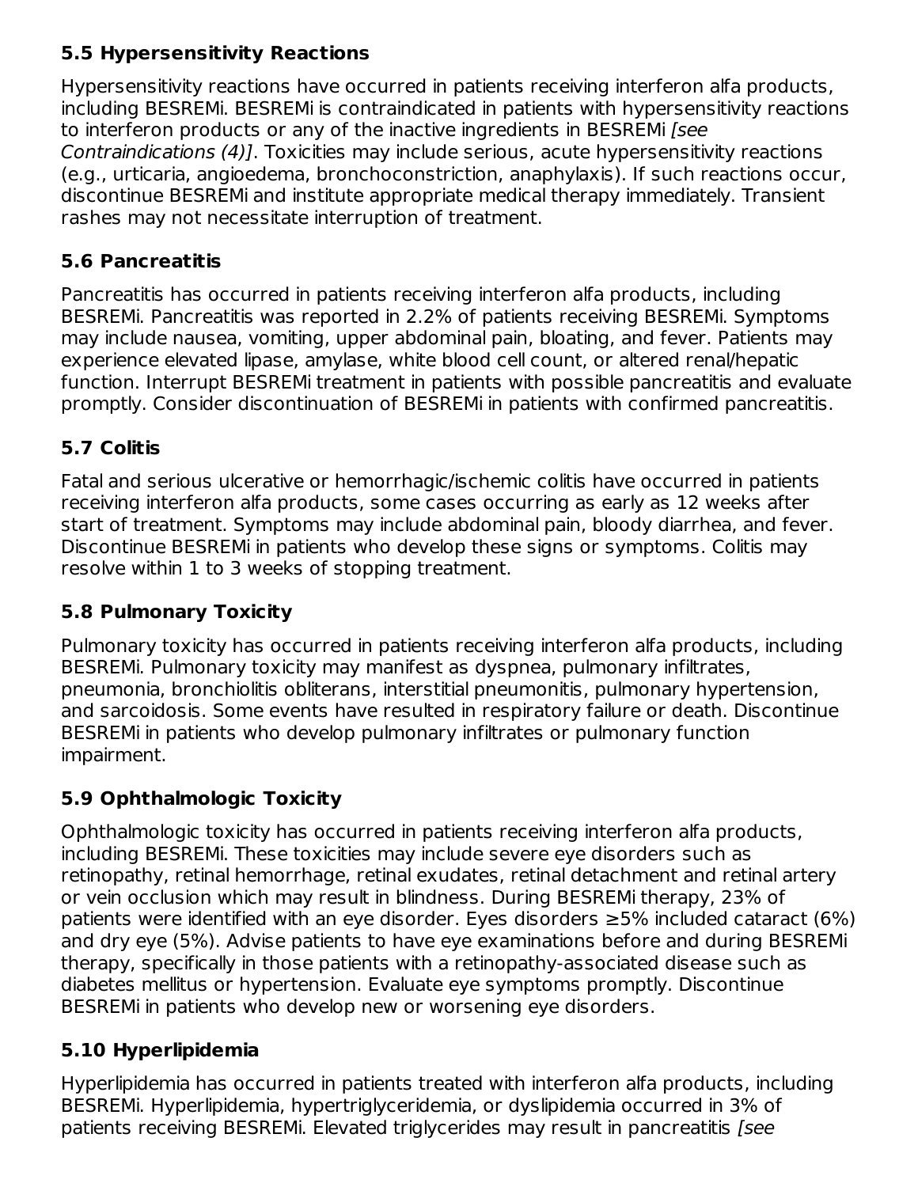### 5.5 Hypersensitivity Reactions

Hypersensitivity reactions have occurred in patients receiving interferon alfa products, including BESREMi. BESREMi is contraindicated in patients with hypersensitivity reactions to interferon products or any of the inactive ingredients in BESREMi *[see Contraindications (4)]*. Toxicities may include serious, acute hypersensitivity reactions (e.g., urticaria, angioedema, bronchoconstriction, anaphylaxis). If such reactions occur, discontinue BESREMi and institute appropriate medical therapy immediately. Transient rashes may not necessitate interruption of treatment.

### 5.6 Pancreatitis

Pancreatitis has occurred in patients receiving interferon alfa products, including BESREMi. Pancreatitis was reported in 2.2% of patients receiving BESREMi. Symptoms may include nausea, vomiting, upper abdominal pain, bloating, and fever. Patients may experience elevated lipase, amylase, white blood cell count, or altered renal/hepatic function. Interrupt BESREMi treatment in patients with possible pancreatitis and evaluate promptly. Consider discontinuation of BESREMi in patients with confirmed pancreatitis.

### 5.7 Colitis

Fatal and serious ulcerative or hemorrhagic/ischemic colitis have occurred in patients receiving interferon alfa products, some cases occurring as early as 12 weeks after start of treatment. Symptoms may include abdominal pain, bloody diarrhea, and fever. Discontinue BESREMi in patients who develop these signs or symptoms. Colitis may resolve within 1 to 3 weeks of stopping treatment.

### 5.8 Pulmonary Toxicity

Pulmonary toxicity has occurred in patients receiving interferon alfa products, including BESREMi. Pulmonary toxicity may manifest as dyspnea, pulmonary infiltrates, pneumonia, bronchiolitis obliterans, interstitial pneumonitis, pulmonary hypertension, and sarcoidosis. Some events have resulted in respiratory failure or death. Discontinue BESREMi in patients who develop pulmonary infiltrates or pulmonary function impairment.

### 5.9 Ophthalmologic Toxicity

Ophthalmologic toxicity has occurred in patients receiving interferon alfa products, including BESREMi. These toxicities may include severe eye disorders such as retinopathy, retinal hemorrhage, retinal exudates, retinal detachment and retinal artery or vein occlusion which may result in blindness. During BESREMi therapy, 23% of patients were identified with an eye disorder. Eyes disorders ≥5% included cataract (6%) and dry eye (5%). Advise patients to have eye examinations before and during BESREMi therapy, specifically in those patients with a retinopathy-associated disease such as diabetes mellitus or hypertension. Evaluate eye symptoms promptly. Discontinue BESREMi in patients who develop new or worsening eye disorders.

### 5.10 Hyperlipidemia

Hyperlipidemia has occurred in patients treated with interferon alfa products, including BESREMi. Hyperlipidemia, hypertriglyceridemia, or dyslipidemia occurred in 3% of patients receiving BESREMi. Elevated triglycerides may result in pancreatitis *[see*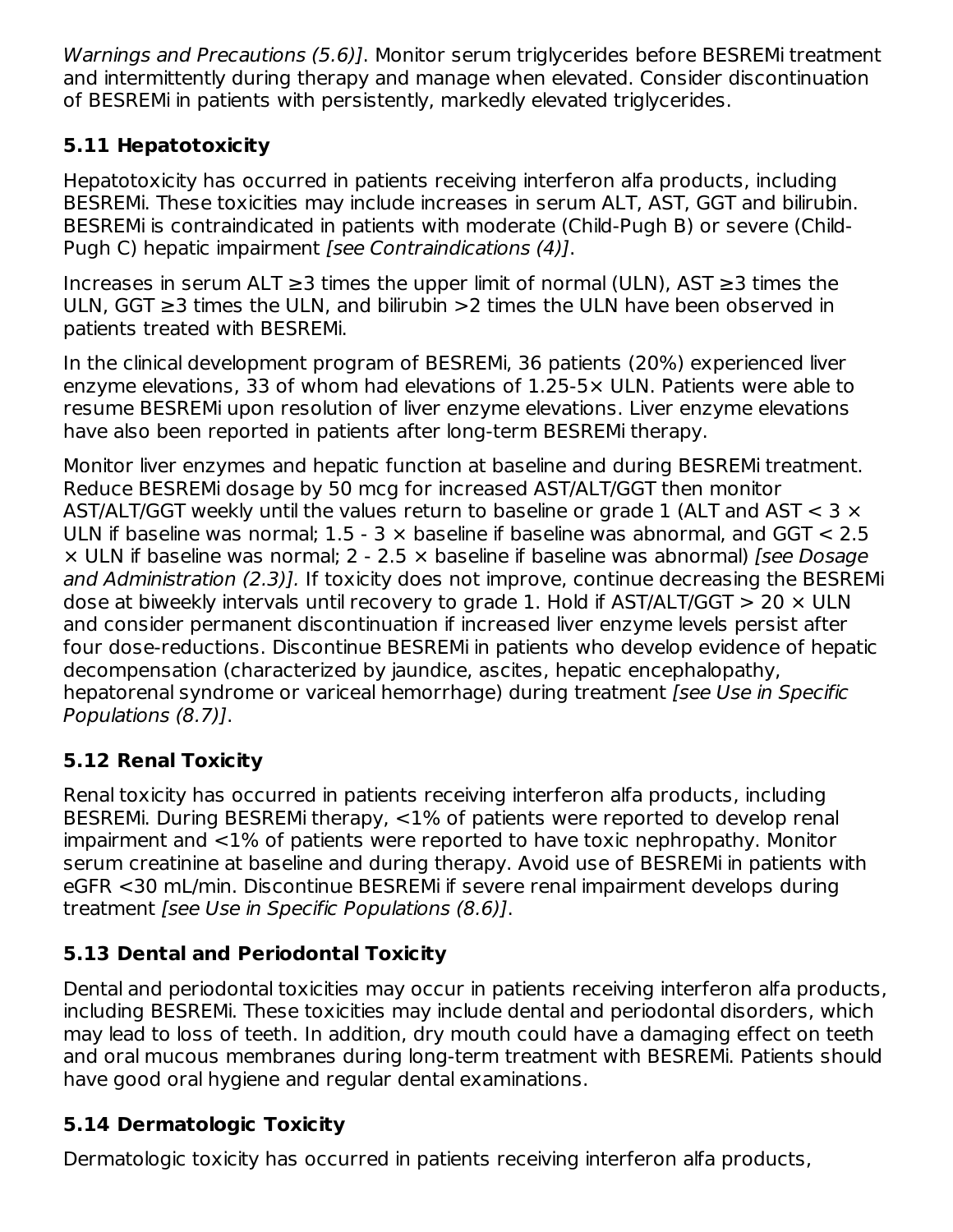*Warnings and Precautions (5.6)]*. Monitor serum triglycerides before BESREMi treatment and intermittently during therapy and manage when elevated. Consider discontinuation of BESREMi in patients with persistently, markedly elevated triglycerides.

### 5.11 Hepatotoxicity

Hepatotoxicity has occurred in patients receiving interferon alfa products, including BESREMi. These toxicities may include increases in serum ALT, AST, GGT and bilirubin. BESREMi is contraindicated in patients with moderate (Child-Pugh B) or severe (Child-Pugh C) hepatic impairment *[see Contraindications (4)]*.

Increases in serum ALT ≥3 times the upper limit of normal (ULN), AST ≥3 times the ULN, GGT ≥3 times the ULN, and bilirubin >2 times the ULN have been observed in patients treated with BESREMi.

In the clinical development program of BESREMi, 36 patients (20%) experienced liver enzyme elevations, 33 of whom had elevations of 1.25-5× ULN. Patients were able to resume BESREMi upon resolution of liver enzyme elevations. Liver enzyme elevations have also been reported in patients after long-term BESREMi therapy.

Monitor liver enzymes and hepatic function at baseline and during BESREMi treatment. Reduce BESREMi dosage by 50 mcg for increased AST/ALT/GGT then monitor AST/ALT/GGT weekly until the values return to baseline or grade 1 (ALT and AST < 3 × ULN if baseline was normal; 1.5 - 3 × baseline if baseline was abnormal, and GGT < 2.5 × ULN if baseline was normal; 2 - 2.5 × baseline if baseline was abnormal) *[see Dosage and Administration (2.3)]*. If toxicity does not improve, continue decreasing the BESREMi dose at biweekly intervals until recovery to grade 1. Hold if AST/ALT/GGT > 20 × ULN and consider permanent discontinuation if increased liver enzyme levels persist after four dose-reductions. Discontinue BESREMi in patients who develop evidence of hepatic decompensation (characterized by jaundice, ascites, hepatic encephalopathy, hepatorenal syndrome or variceal hemorrhage) during treatment *[see Use in Specific Populations (8.7)]*.

### 5.12 Renal Toxicity

Renal toxicity has occurred in patients receiving interferon alfa products, including BESREMi. During BESREMi therapy, <1% of patients were reported to develop renal impairment and <1% of patients were reported to have toxic nephropathy. Monitor serum creatinine at baseline and during therapy. Avoid use of BESREMi in patients with eGFR <30 mL/min. Discontinue BESREMi if severe renal impairment develops during treatment *[see Use in Specific Populations (8.6)]*.

### 5.13 Dental and Periodontal Toxicity

Dental and periodontal toxicities may occur in patients receiving interferon alfa products, including BESREMi. These toxicities may include dental and periodontal disorders, which may lead to loss of teeth. In addition, dry mouth could have a damaging effect on teeth and oral mucous membranes during long-term treatment with BESREMi. Patients should have good oral hygiene and regular dental examinations.

### 5.14 Dermatologic Toxicity

Dermatologic toxicity has occurred in patients receiving interferon alfa products,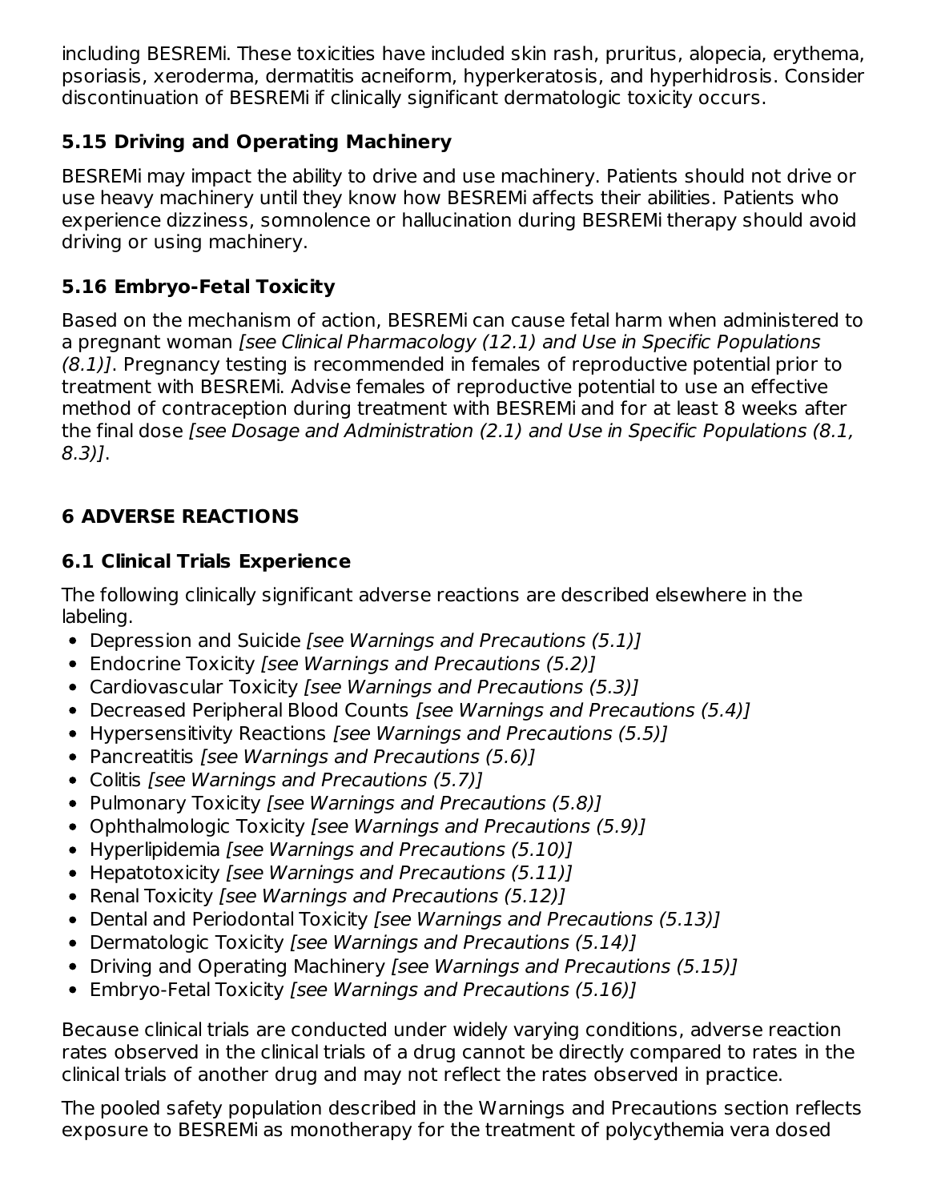including BESREMi. These toxicities have included skin rash, pruritus, alopecia, erythema, psoriasis, xeroderma, dermatitis acneiform, hyperkeratosis, and hyperhidrosis. Consider discontinuation of BESREMi if clinically significant dermatologic toxicity occurs.

### 5.15 Driving and Operating Machinery

BESREMi may impact the ability to drive and use machinery. Patients should not drive or use heavy machinery until they know how BESREMi affects their abilities. Patients who experience dizziness, somnolence or hallucination during BESREMi therapy should avoid driving or using machinery.

### 5.16 Embryo-Fetal Toxicity

Based on the mechanism of action, BESREMi can cause fetal harm when administered to a pregnant woman *[see Clinical Pharmacology (12.1) and Use in Specific Populations (8.1)]*. Pregnancy testing is recommended in females of reproductive potential prior to treatment with BESREMi. Advise females of reproductive potential to use an effective method of contraception during treatment with BESREMi and for at least 8 weeks after the final dose *[see Dosage and Administration (2.1) and Use in Specific Populations (8.1, 8.3)]*.

## 6 ADVERSE REACTIONS

### 6.1 Clinical Trials Experience

The following clinically significant adverse reactions are described elsewhere in the labeling.

- Depression and Suicide *[see Warnings and Precautions (5.1)]*
- Endocrine Toxicity *[see Warnings and Precautions (5.2)]*
- Cardiovascular Toxicity *[see Warnings and Precautions (5.3)]*
- Decreased Peripheral Blood Counts *[see Warnings and Precautions (5.4)]*
- Hypersensitivity Reactions *[see Warnings and Precautions (5.5)]*
- Pancreatitis *[see Warnings and Precautions (5.6)]*
- Colitis *[see Warnings and Precautions (5.7)]*
- Pulmonary Toxicity *[see Warnings and Precautions (5.8)]*
- Ophthalmologic Toxicity *[see Warnings and Precautions (5.9)]*
- Hyperlipidemia *[see Warnings and Precautions (5.10)]*
- Hepatotoxicity *[see Warnings and Precautions (5.11)]*
- Renal Toxicity *[see Warnings and Precautions (5.12)]*
- Dental and Periodontal Toxicity *[see Warnings and Precautions (5.13)]*
- Dermatologic Toxicity *[see Warnings and Precautions (5.14)]*
- Driving and Operating Machinery *[see Warnings and Precautions (5.15)]*
- Embryo-Fetal Toxicity *[see Warnings and Precautions (5.16)]*

Because clinical trials are conducted under widely varying conditions, adverse reaction rates observed in the clinical trials of a drug cannot be directly compared to rates in the clinical trials of another drug and may not reflect the rates observed in practice.

The pooled safety population described in the Warnings and Precautions section reflects exposure to BESREMi as monotherapy for the treatment of polycythemia vera dosed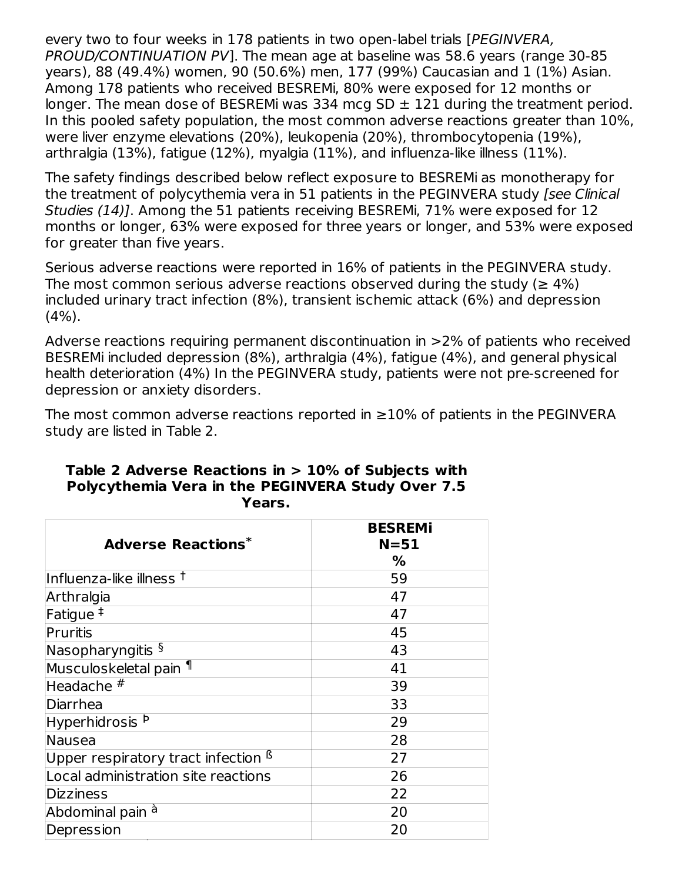every two to four weeks in 178 patients in two open-label trials [*PEGINVERA, PROUD/CONTINUATION PV*]. The mean age at baseline was 58.6 years (range 30-85 years), 88 (49.4%) women, 90 (50.6%) men, 177 (99%) Caucasian and 1 (1%) Asian. Among 178 patients who received BESREMi, 80% were exposed for 12 months or longer. The mean dose of BESREMi was 334 mcg SD ± 121 during the treatment period. In this pooled safety population, the most common adverse reactions greater than 10%, were liver enzyme elevations (20%), leukopenia (20%), thrombocytopenia (19%), arthralgia (13%), fatigue (12%), myalgia (11%), and influenza-like illness (11%).

The safety findings described below reflect exposure to BESREMi as monotherapy for the treatment of polycythemia vera in 51 patients in the PEGINVERA study *[see Clinical Studies (14)]*. Among the 51 patients receiving BESREMi, 71% were exposed for 12 months or longer, 63% were exposed for three years or longer, and 53% were exposed for greater than five years.

Serious adverse reactions were reported in 16% of patients in the PEGINVERA study. The most common serious adverse reactions observed during the study (≥ 4%) included urinary tract infection (8%), transient ischemic attack (6%) and depression (4%).

Adverse reactions requiring permanent discontinuation in >2% of patients who received BESREMi included depression (8%), arthralgia (4%), fatigue (4%), and general physical health deterioration (4%) In the PEGINVERA study, patients were not pre-screened for depression or anxiety disorders.

The most common adverse reactions reported in ≥10% of patients in the PEGINVERA study are listed in Table 2.

**Table 2 Adverse Reactions in > 10% of Subjects with Polycythemia Vera in the PEGINVERA Study Over 7.5 Years.**

| Adverse Reactions* | BESREMi N=51 % |
|---|---|
| Influenza-like illness † | 59 |
| Arthralgia | 47 |
| Fatigue ‡ | 47 |
| Pruritis | 45 |
| Nasopharyngitis § | 43 |
| Musculoskeletal pain ¶ | 41 |
| Headache # | 39 |
| Diarrhea | 33 |
| Hyperhidrosis Þ | 29 |
| Nausea | 28 |
| Upper respiratory tract infection ß | 27 |
| Local administration site reactions | 26 |
| Dizziness | 22 |
| Abdominal pain à | 20 |
| Depression | 20 |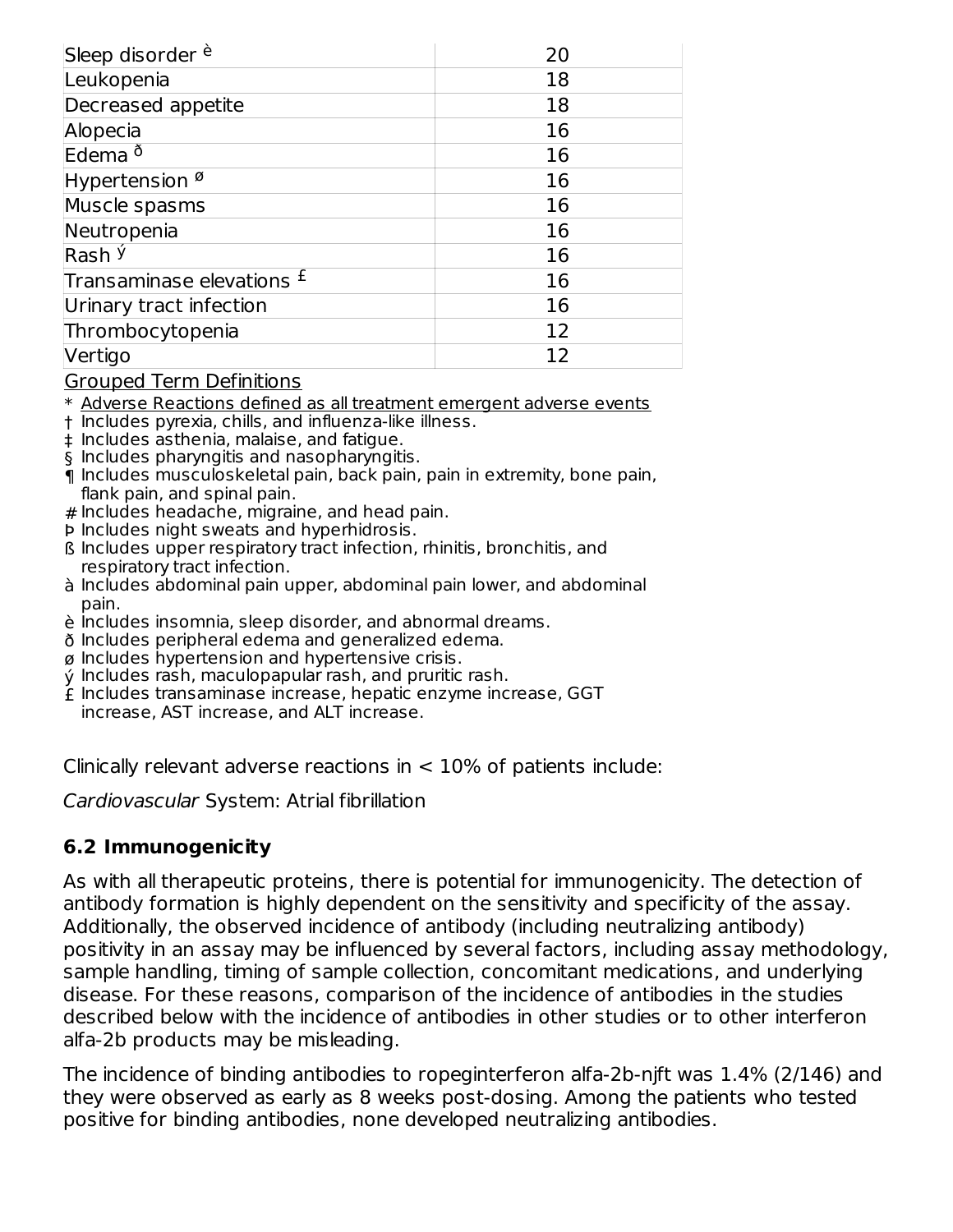| | |
|---|---|
| Sleep disorder [è] | 20 |
| Leukopenia | 18 |
| Decreased appetite | 18 |
| Alopecia | 16 |
| Edema [ð] | 16 |
| Hypertension [ø] | 16 |
| Muscle spasms | 16 |
| Neutropenia | 16 |
| Rash [ý] | 16 |
| Transaminase elevations [£] | 16 |
| Urinary tract infection | 16 |
| Thrombocytopenia | 12 |
| Vertigo | 12 |

Grouped Term Definitions

\* Adverse Reactions defined as all treatment emergent adverse events
† Includes pyrexia, chills, and influenza-like illness.
‡ Includes asthenia, malaise, and fatigue.
§ Includes pharyngitis and nasopharyngitis.
¶ Includes musculoskeletal pain, back pain, pain in extremity, bone pain, flank pain, and spinal pain.
\# Includes headache, migraine, and head pain.
Þ Includes night sweats and hyperhidrosis.
ß Includes upper respiratory tract infection, rhinitis, bronchitis, and respiratory tract infection.
à Includes abdominal pain upper, abdominal pain lower, and abdominal pain.
è Includes insomnia, sleep disorder, and abnormal dreams.
ð Includes peripheral edema and generalized edema.
ø Includes hypertension and hypertensive crisis.
ý Includes rash, maculopapular rash, and pruritic rash.
£ Includes transaminase increase, hepatic enzyme increase, GGT increase, AST increase, and ALT increase.

Clinically relevant adverse reactions in < 10% of patients include:

*Cardiovascular* System: Atrial fibrillation

## 6.2 Immunogenicity

As with all therapeutic proteins, there is potential for immunogenicity. The detection of antibody formation is highly dependent on the sensitivity and specificity of the assay. Additionally, the observed incidence of antibody (including neutralizing antibody) positivity in an assay may be influenced by several factors, including assay methodology, sample handling, timing of sample collection, concomitant medications, and underlying disease. For these reasons, comparison of the incidence of antibodies in the studies described below with the incidence of antibodies in other studies or to other interferon alfa-2b products may be misleading.

The incidence of binding antibodies to ropeginterferon alfa-2b-njft was 1.4% (2/146) and they were observed as early as 8 weeks post-dosing. Among the patients who tested positive for binding antibodies, none developed neutralizing antibodies.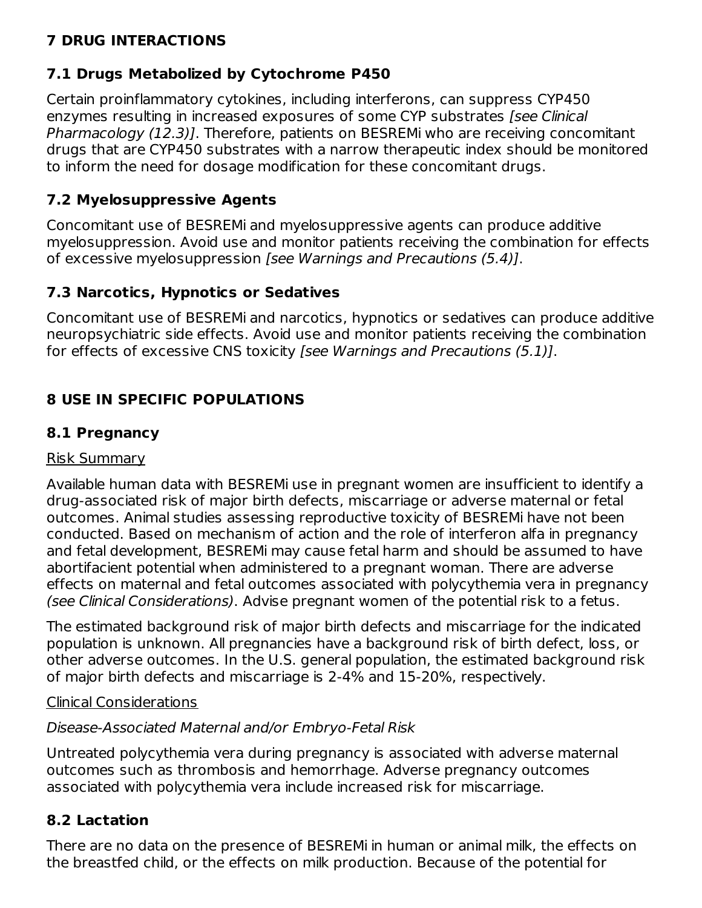## 7 DRUG INTERACTIONS

### 7.1 Drugs Metabolized by Cytochrome P450

Certain proinflammatory cytokines, including interferons, can suppress CYP450 enzymes resulting in increased exposures of some CYP substrates *[see Clinical Pharmacology (12.3)]*. Therefore, patients on BESREMi who are receiving concomitant drugs that are CYP450 substrates with a narrow therapeutic index should be monitored to inform the need for dosage modification for these concomitant drugs.

### 7.2 Myelosuppressive Agents

Concomitant use of BESREMi and myelosuppressive agents can produce additive myelosuppression. Avoid use and monitor patients receiving the combination for effects of excessive myelosuppression *[see Warnings and Precautions (5.4)]*.

### 7.3 Narcotics, Hypnotics or Sedatives

Concomitant use of BESREMi and narcotics, hypnotics or sedatives can produce additive neuropsychiatric side effects. Avoid use and monitor patients receiving the combination for effects of excessive CNS toxicity *[see Warnings and Precautions (5.1)]*.

## 8 USE IN SPECIFIC POPULATIONS

### 8.1 Pregnancy

Risk Summary

Available human data with BESREMi use in pregnant women are insufficient to identify a drug-associated risk of major birth defects, miscarriage or adverse maternal or fetal outcomes. Animal studies assessing reproductive toxicity of BESREMi have not been conducted. Based on mechanism of action and the role of interferon alfa in pregnancy and fetal development, BESREMi may cause fetal harm and should be assumed to have abortifacient potential when administered to a pregnant woman. There are adverse effects on maternal and fetal outcomes associated with polycythemia vera in pregnancy *(see Clinical Considerations)*. Advise pregnant women of the potential risk to a fetus.

The estimated background risk of major birth defects and miscarriage for the indicated population is unknown. All pregnancies have a background risk of birth defect, loss, or other adverse outcomes. In the U.S. general population, the estimated background risk of major birth defects and miscarriage is 2-4% and 15-20%, respectively.

Clinical Considerations

*Disease-Associated Maternal and/or Embryo-Fetal Risk*

Untreated polycythemia vera during pregnancy is associated with adverse maternal outcomes such as thrombosis and hemorrhage. Adverse pregnancy outcomes associated with polycythemia vera include increased risk for miscarriage.

### 8.2 Lactation

There are no data on the presence of BESREMi in human or animal milk, the effects on the breastfed child, or the effects on milk production. Because of the potential for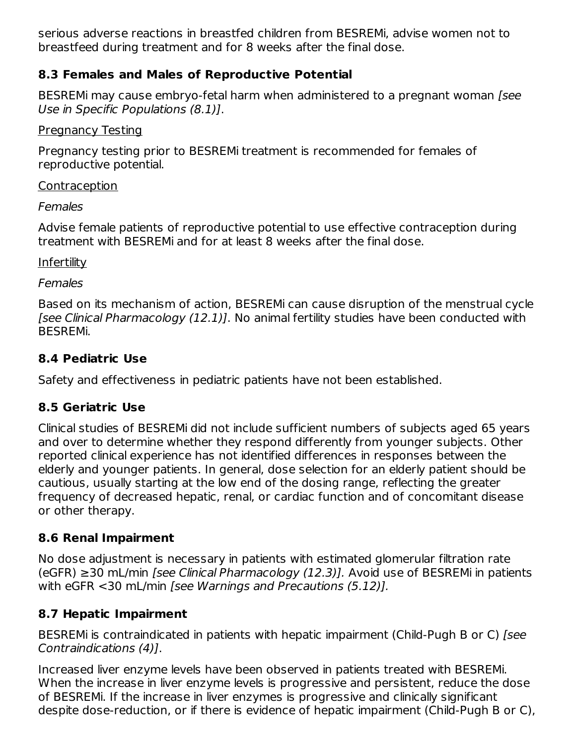serious adverse reactions in breastfed children from BESREMi, advise women not to breastfeed during treatment and for 8 weeks after the final dose.

### 8.3 Females and Males of Reproductive Potential

BESREMi may cause embryo-fetal harm when administered to a pregnant woman *[see Use in Specific Populations (8.1)]*.

Pregnancy Testing

Pregnancy testing prior to BESREMi treatment is recommended for females of reproductive potential.

Contraception

*Females*

Advise female patients of reproductive potential to use effective contraception during treatment with BESREMi and for at least 8 weeks after the final dose.

Infertility

*Females*

Based on its mechanism of action, BESREMi can cause disruption of the menstrual cycle *[see Clinical Pharmacology (12.1)]*. No animal fertility studies have been conducted with BESREMi.

### 8.4 Pediatric Use

Safety and effectiveness in pediatric patients have not been established.

### 8.5 Geriatric Use

Clinical studies of BESREMi did not include sufficient numbers of subjects aged 65 years and over to determine whether they respond differently from younger subjects. Other reported clinical experience has not identified differences in responses between the elderly and younger patients. In general, dose selection for an elderly patient should be cautious, usually starting at the low end of the dosing range, reflecting the greater frequency of decreased hepatic, renal, or cardiac function and of concomitant disease or other therapy.

### 8.6 Renal Impairment

No dose adjustment is necessary in patients with estimated glomerular filtration rate (eGFR) ≥30 mL/min *[see Clinical Pharmacology (12.3)].* Avoid use of BESREMi in patients with eGFR <30 mL/min *[see Warnings and Precautions (5.12)].*

### 8.7 Hepatic Impairment

BESREMi is contraindicated in patients with hepatic impairment (Child-Pugh B or C) *[see Contraindications (4)]*.

Increased liver enzyme levels have been observed in patients treated with BESREMi. When the increase in liver enzyme levels is progressive and persistent, reduce the dose of BESREMi. If the increase in liver enzymes is progressive and clinically significant despite dose-reduction, or if there is evidence of hepatic impairment (Child-Pugh B or C),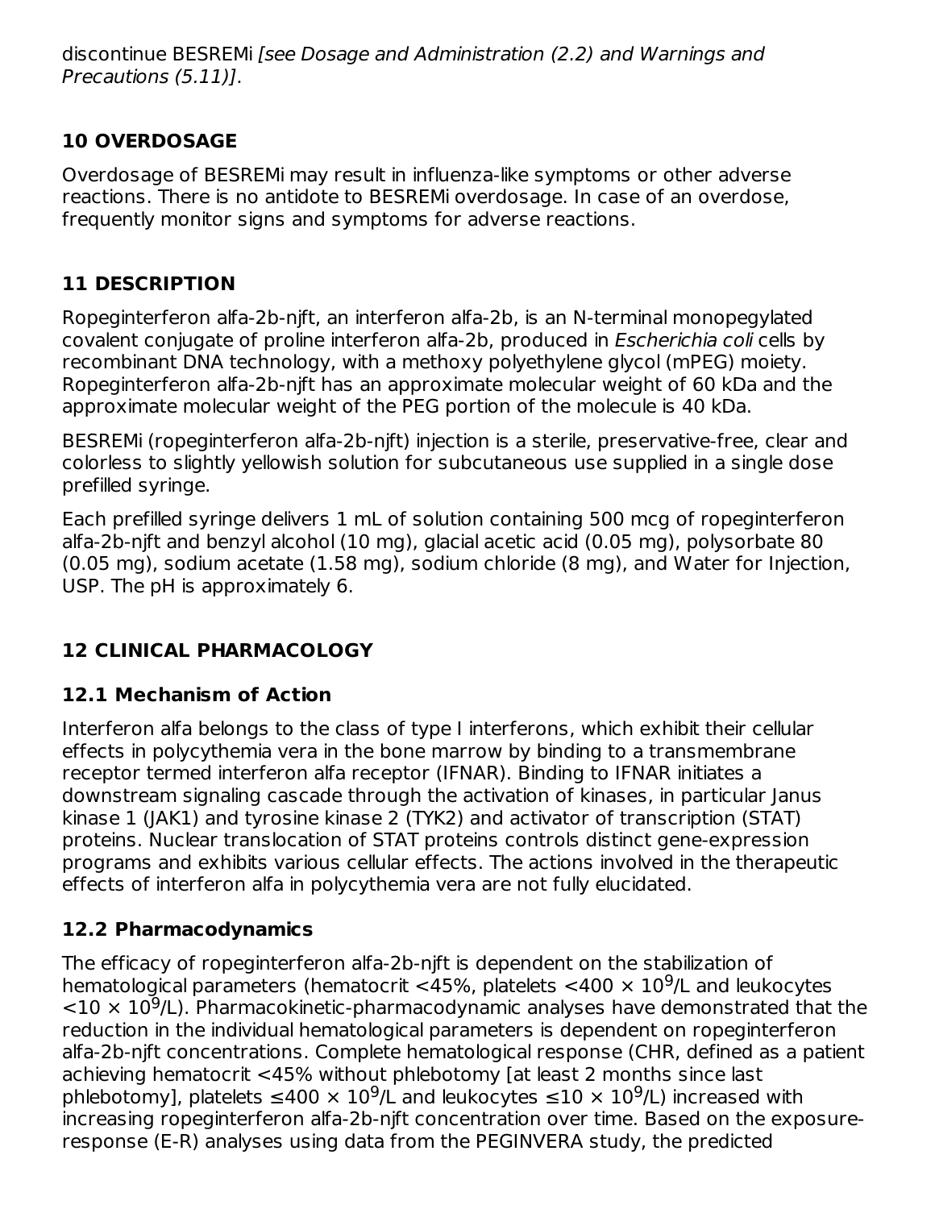discontinue BESREMi *[see Dosage and Administration (2.2) and Warnings and Precautions (5.11)]*.

## 10 OVERDOSAGE

Overdosage of BESREMi may result in influenza-like symptoms or other adverse reactions. There is no antidote to BESREMi overdosage. In case of an overdose, frequently monitor signs and symptoms for adverse reactions.

## 11 DESCRIPTION

Ropeginterferon alfa-2b-njft, an interferon alfa-2b, is an N-terminal monopegylated covalent conjugate of proline interferon alfa-2b, produced in *Escherichia coli* cells by recombinant DNA technology, with a methoxy polyethylene glycol (mPEG) moiety. Ropeginterferon alfa-2b-njft has an approximate molecular weight of 60 kDa and the approximate molecular weight of the PEG portion of the molecule is 40 kDa.

BESREMi (ropeginterferon alfa-2b-njft) injection is a sterile, preservative-free, clear and colorless to slightly yellowish solution for subcutaneous use supplied in a single dose prefilled syringe.

Each prefilled syringe delivers 1 mL of solution containing 500 mcg of ropeginterferon alfa-2b-njft and benzyl alcohol (10 mg), glacial acetic acid (0.05 mg), polysorbate 80 (0.05 mg), sodium acetate (1.58 mg), sodium chloride (8 mg), and Water for Injection, USP. The pH is approximately 6.

## 12 CLINICAL PHARMACOLOGY

### 12.1 Mechanism of Action

Interferon alfa belongs to the class of type I interferons, which exhibit their cellular effects in polycythemia vera in the bone marrow by binding to a transmembrane receptor termed interferon alfa receptor (IFNAR). Binding to IFNAR initiates a downstream signaling cascade through the activation of kinases, in particular Janus kinase 1 (JAK1) and tyrosine kinase 2 (TYK2) and activator of transcription (STAT) proteins. Nuclear translocation of STAT proteins controls distinct gene-expression programs and exhibits various cellular effects. The actions involved in the therapeutic effects of interferon alfa in polycythemia vera are not fully elucidated.

### 12.2 Pharmacodynamics

The efficacy of ropeginterferon alfa-2b-njft is dependent on the stabilization of hematological parameters (hematocrit <45%, platelets $<400 \times 10^9$/L and leukocytes $<10 \times 10^9$/L). Pharmacokinetic-pharmacodynamic analyses have demonstrated that the reduction in the individual hematological parameters is dependent on ropeginterferon alfa-2b-njft concentrations. Complete hematological response (CHR, defined as a patient achieving hematocrit <45% without phlebotomy [at least 2 months since last phlebotomy], platelets $\leq 400 \times 10^9$/L and leukocytes $\leq 10 \times 10^9$/L) increased with increasing ropeginterferon alfa-2b-njft concentration over time. Based on the exposure-response (E-R) analyses using data from the PEGINVERA study, the predicted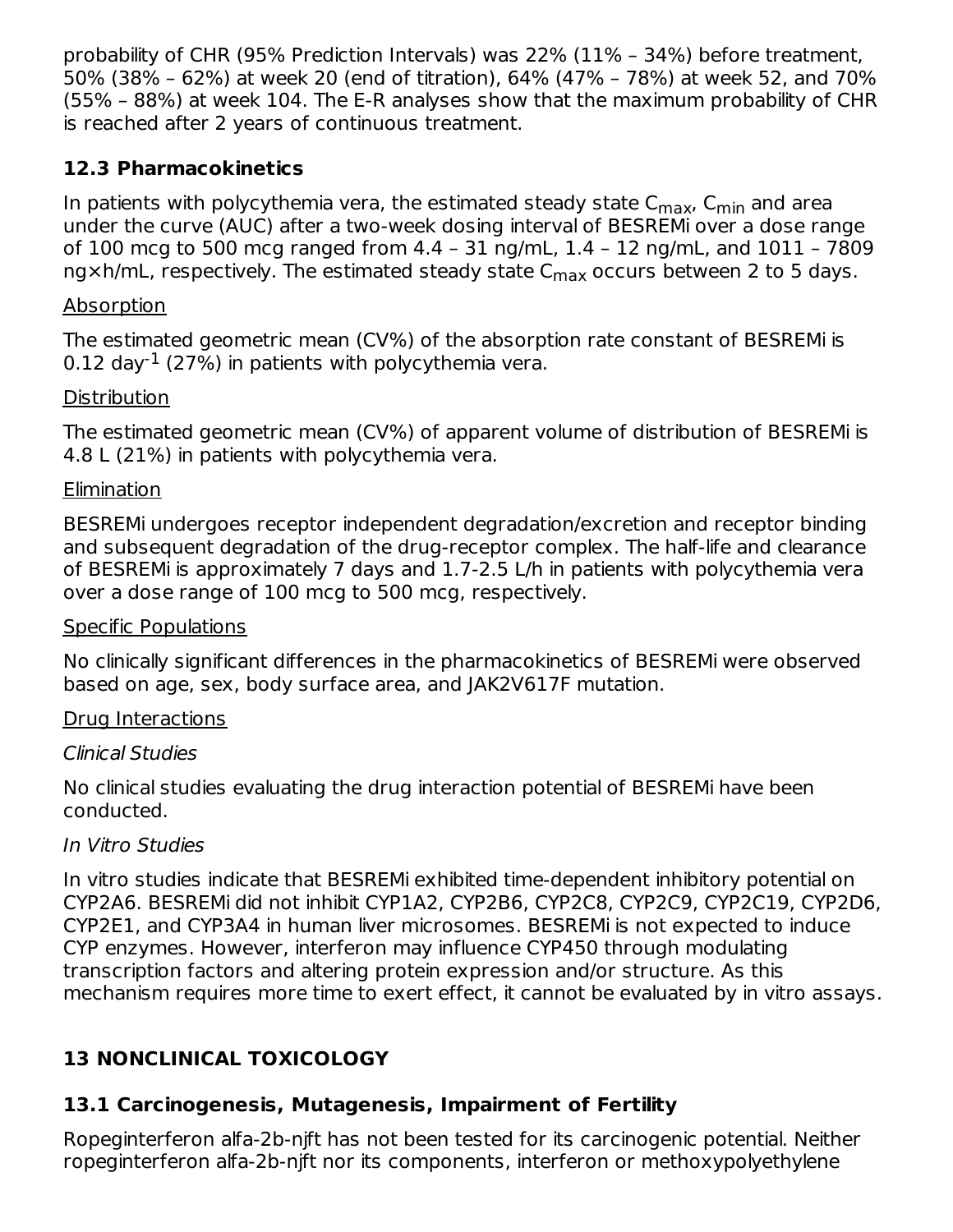probability of CHR (95% Prediction Intervals) was 22% (11% – 34%) before treatment, 50% (38% – 62%) at week 20 (end of titration), 64% (47% – 78%) at week 52, and 70% (55% – 88%) at week 104. The E-R analyses show that the maximum probability of CHR is reached after 2 years of continuous treatment.

## 12.3 Pharmacokinetics

In patients with polycythemia vera, the estimated steady state $C_{max}$, $C_{min}$ and area under the curve (AUC) after a two-week dosing interval of BESREMi over a dose range of 100 mcg to 500 mcg ranged from 4.4 – 31 ng/mL, 1.4 – 12 ng/mL, and 1011 – 7809 ng×h/mL, respectively. The estimated steady state $C_{max}$ occurs between 2 to 5 days.

Absorption

The estimated geometric mean (CV%) of the absorption rate constant of BESREMi is 0.12 $day^{-1}$ (27%) in patients with polycythemia vera.

Distribution

The estimated geometric mean (CV%) of apparent volume of distribution of BESREMi is 4.8 L (21%) in patients with polycythemia vera.

Elimination

BESREMi undergoes receptor independent degradation/excretion and receptor binding and subsequent degradation of the drug-receptor complex. The half-life and clearance of BESREMi is approximately 7 days and 1.7-2.5 L/h in patients with polycythemia vera over a dose range of 100 mcg to 500 mcg, respectively.

Specific Populations

No clinically significant differences in the pharmacokinetics of BESREMi were observed based on age, sex, body surface area, and JAK2V617F mutation.

Drug Interactions

*Clinical Studies*

No clinical studies evaluating the drug interaction potential of BESREMi have been conducted.

*In Vitro Studies*

In vitro studies indicate that BESREMi exhibited time-dependent inhibitory potential on CYP2A6. BESREMi did not inhibit CYP1A2, CYP2B6, CYP2C8, CYP2C9, CYP2C19, CYP2D6, CYP2E1, and CYP3A4 in human liver microsomes. BESREMi is not expected to induce CYP enzymes. However, interferon may influence CYP450 through modulating transcription factors and altering protein expression and/or structure. As this mechanism requires more time to exert effect, it cannot be evaluated by in vitro assays.

# 13 NONCLINICAL TOXICOLOGY

## 13.1 Carcinogenesis, Mutagenesis, Impairment of Fertility

Ropeginterferon alfa-2b-njft has not been tested for its carcinogenic potential. Neither ropeginterferon alfa-2b-njft nor its components, interferon or methoxypolyethylene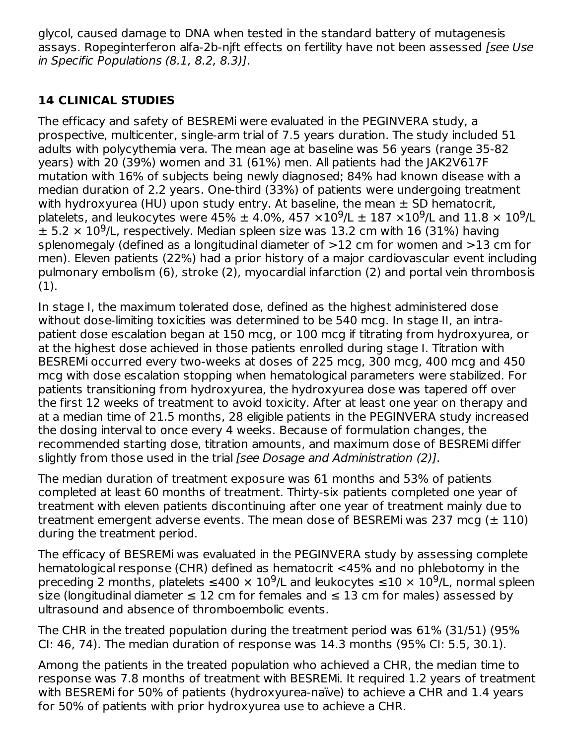glycol, caused damage to DNA when tested in the standard battery of mutagenesis assays. Ropeginterferon alfa-2b-njft effects on fertility have not been assessed *[see Use in Specific Populations (8.1, 8.2, 8.3)]*.

## 14 CLINICAL STUDIES

The efficacy and safety of BESREMi were evaluated in the PEGINVERA study, a prospective, multicenter, single-arm trial of 7.5 years duration. The study included 51 adults with polycythemia vera. The mean age at baseline was 56 years (range 35-82 years) with 20 (39%) women and 31 (61%) men. All patients had the JAK2V617F mutation with 16% of subjects being newly diagnosed; 84% had known disease with a median duration of 2.2 years. One-third (33%) of patients were undergoing treatment with hydroxyurea (HU) upon study entry. At baseline, the mean ± SD hematocrit, platelets, and leukocytes were 45% ± 4.0%, 457 $\times 10^9$/L ± 187 $\times 10^9$/L and 11.8 $\times 10^9$/L ± 5.2 $\times 10^9$/L, respectively. Median spleen size was 13.2 cm with 16 (31%) having splenomegaly (defined as a longitudinal diameter of >12 cm for women and >13 cm for men). Eleven patients (22%) had a prior history of a major cardiovascular event including pulmonary embolism (6), stroke (2), myocardial infarction (2) and portal vein thrombosis (1).

In stage I, the maximum tolerated dose, defined as the highest administered dose without dose-limiting toxicities was determined to be 540 mcg. In stage II, an intra-patient dose escalation began at 150 mcg, or 100 mcg if titrating from hydroxyurea, or at the highest dose achieved in those patients enrolled during stage I. Titration with BESREMi occurred every two-weeks at doses of 225 mcg, 300 mcg, 400 mcg and 450 mcg with dose escalation stopping when hematological parameters were stabilized. For patients transitioning from hydroxyurea, the hydroxyurea dose was tapered off over the first 12 weeks of treatment to avoid toxicity. After at least one year on therapy and at a median time of 21.5 months, 28 eligible patients in the PEGINVERA study increased the dosing interval to once every 4 weeks. Because of formulation changes, the recommended starting dose, titration amounts, and maximum dose of BESREMi differ slightly from those used in the trial *[see Dosage and Administration (2)]*.

The median duration of treatment exposure was 61 months and 53% of patients completed at least 60 months of treatment. Thirty-six patients completed one year of treatment with eleven patients discontinuing after one year of treatment mainly due to treatment emergent adverse events. The mean dose of BESREMi was 237 mcg (± 110) during the treatment period.

The efficacy of BESREMi was evaluated in the PEGINVERA study by assessing complete hematological response (CHR) defined as hematocrit <45% and no phlebotomy in the preceding 2 months, platelets ≤400 $\times 10^9$/L and leukocytes ≤10 $\times 10^9$/L, normal spleen size (longitudinal diameter ≤ 12 cm for females and ≤ 13 cm for males) assessed by ultrasound and absence of thromboembolic events.

The CHR in the treated population during the treatment period was 61% (31/51) (95% CI: 46, 74). The median duration of response was 14.3 months (95% CI: 5.5, 30.1).

Among the patients in the treated population who achieved a CHR, the median time to response was 7.8 months of treatment with BESREMi. It required 1.2 years of treatment with BESREMi for 50% of patients (hydroxyurea-naïve) to achieve a CHR and 1.4 years for 50% of patients with prior hydroxyurea use to achieve a CHR.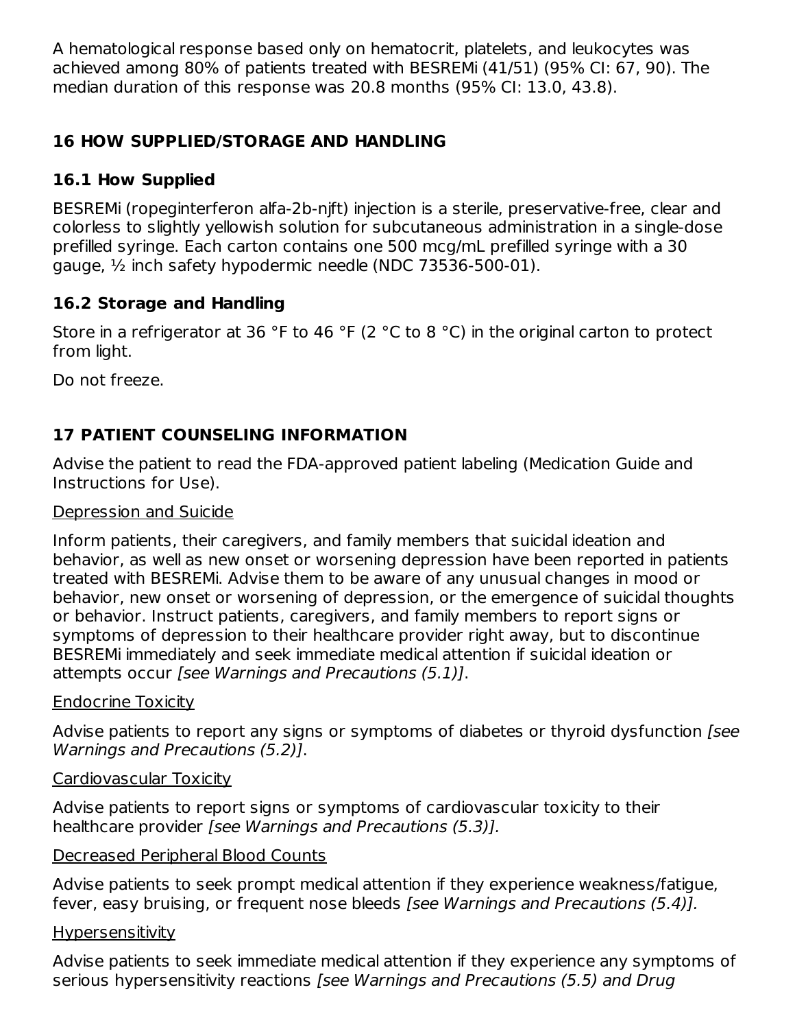A hematological response based only on hematocrit, platelets, and leukocytes was achieved among 80% of patients treated with BESREMi (41/51) (95% CI: 67, 90). The median duration of this response was 20.8 months (95% CI: 13.0, 43.8).

## 16 HOW SUPPLIED/STORAGE AND HANDLING

### 16.1 How Supplied

BESREMi (ropeginterferon alfa-2b-njft) injection is a sterile, preservative-free, clear and colorless to slightly yellowish solution for subcutaneous administration in a single-dose prefilled syringe. Each carton contains one 500 mcg/mL prefilled syringe with a 30 gauge, ½ inch safety hypodermic needle (NDC 73536-500-01).

### 16.2 Storage and Handling

Store in a refrigerator at 36 °F to 46 °F (2 °C to 8 °C) in the original carton to protect from light.

Do not freeze.

## 17 PATIENT COUNSELING INFORMATION

Advise the patient to read the FDA-approved patient labeling (Medication Guide and Instructions for Use).

Depression and Suicide

Inform patients, their caregivers, and family members that suicidal ideation and behavior, as well as new onset or worsening depression have been reported in patients treated with BESREMi. Advise them to be aware of any unusual changes in mood or behavior, new onset or worsening of depression, or the emergence of suicidal thoughts or behavior. Instruct patients, caregivers, and family members to report signs or symptoms of depression to their healthcare provider right away, but to discontinue BESREMi immediately and seek immediate medical attention if suicidal ideation or attempts occur *[see Warnings and Precautions (5.1)]*.

Endocrine Toxicity

Advise patients to report any signs or symptoms of diabetes or thyroid dysfunction *[see Warnings and Precautions (5.2)]*.

Cardiovascular Toxicity

Advise patients to report signs or symptoms of cardiovascular toxicity to their healthcare provider *[see Warnings and Precautions (5.3)].*

Decreased Peripheral Blood Counts

Advise patients to seek prompt medical attention if they experience weakness/fatigue, fever, easy bruising, or frequent nose bleeds *[see Warnings and Precautions (5.4)].*

Hypersensitivity

Advise patients to seek immediate medical attention if they experience any symptoms of serious hypersensitivity reactions *[see Warnings and Precautions (5.5) and Drug*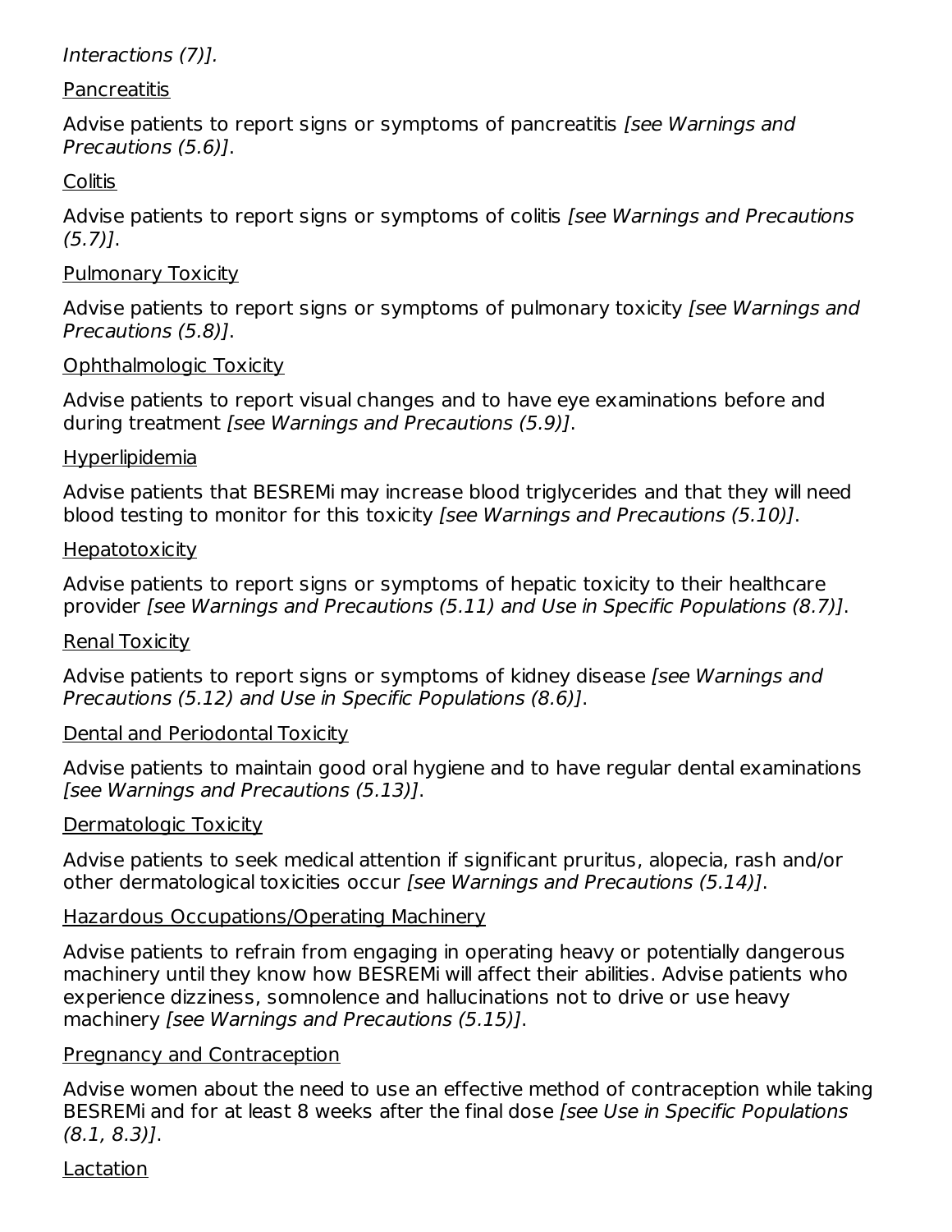*Interactions (7)].*

Pancreatitis

Advise patients to report signs or symptoms of pancreatitis *[see Warnings and Precautions (5.6)]*.

Colitis

Advise patients to report signs or symptoms of colitis *[see Warnings and Precautions (5.7)]*.

Pulmonary Toxicity

Advise patients to report signs or symptoms of pulmonary toxicity *[see Warnings and Precautions (5.8)]*.

Ophthalmologic Toxicity

Advise patients to report visual changes and to have eye examinations before and during treatment *[see Warnings and Precautions (5.9)]*.

Hyperlipidemia

Advise patients that BESREMi may increase blood triglycerides and that they will need blood testing to monitor for this toxicity *[see Warnings and Precautions (5.10)]*.

Hepatotoxicity

Advise patients to report signs or symptoms of hepatic toxicity to their healthcare provider *[see Warnings and Precautions (5.11) and Use in Specific Populations (8.7)]*.

Renal Toxicity

Advise patients to report signs or symptoms of kidney disease *[see Warnings and Precautions (5.12) and Use in Specific Populations (8.6)]*.

Dental and Periodontal Toxicity

Advise patients to maintain good oral hygiene and to have regular dental examinations *[see Warnings and Precautions (5.13)]*.

Dermatologic Toxicity

Advise patients to seek medical attention if significant pruritus, alopecia, rash and/or other dermatological toxicities occur *[see Warnings and Precautions (5.14)]*.

Hazardous Occupations/Operating Machinery

Advise patients to refrain from engaging in operating heavy or potentially dangerous machinery until they know how BESREMi will affect their abilities. Advise patients who experience dizziness, somnolence and hallucinations not to drive or use heavy machinery *[see Warnings and Precautions (5.15)]*.

Pregnancy and Contraception

Advise women about the need to use an effective method of contraception while taking BESREMi and for at least 8 weeks after the final dose *[see Use in Specific Populations (8.1, 8.3)]*.

Lactation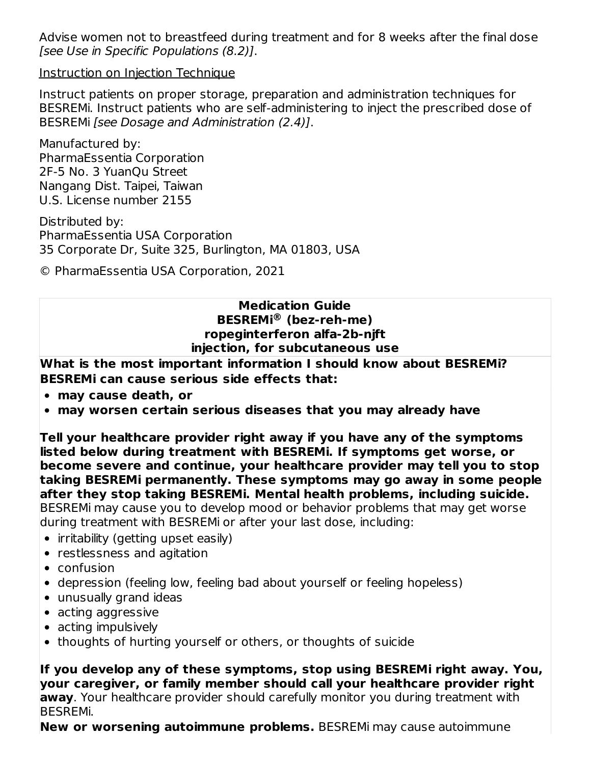Advise women not to breastfeed during treatment and for 8 weeks after the final dose *[see Use in Specific Populations (8.2)]*.

Instruction on Injection Technique

Instruct patients on proper storage, preparation and administration techniques for BESREMi. Instruct patients who are self-administering to inject the prescribed dose of BESREMi *[see Dosage and Administration (2.4)]*.

Manufactured by:
PharmaEssentia Corporation
2F-5 No. 3 YuanQu Street
Nangang Dist. Taipei, Taiwan
U.S. License number 2155

Distributed by:
PharmaEssentia USA Corporation
35 Corporate Dr, Suite 325, Burlington, MA 01803, USA

© PharmaEssentia USA Corporation, 2021

**Medication Guide**
**BESREMi® (bez-reh-me)**
**ropeginterferon alfa-2b-njft**
**injection, for subcutaneous use**

**What is the most important information I should know about BESREMi?**
**BESREMi can cause serious side effects that:**

- **may cause death, or**
- **may worsen certain serious diseases that you may already have**

**Tell your healthcare provider right away if you have any of the symptoms listed below during treatment with BESREMi. If symptoms get worse, or become severe and continue, your healthcare provider may tell you to stop taking BESREMi permanently. These symptoms may go away in some people after they stop taking BESREMi. Mental health problems, including suicide.** BESREMi may cause you to develop mood or behavior problems that may get worse during treatment with BESREMi or after your last dose, including:

- irritability (getting upset easily)
- restlessness and agitation
- confusion
- depression (feeling low, feeling bad about yourself or feeling hopeless)
- unusually grand ideas
- acting aggressive
- acting impulsively
- thoughts of hurting yourself or others, or thoughts of suicide

**If you develop any of these symptoms, stop using BESREMi right away. You, your caregiver, or family member should call your healthcare provider right away**. Your healthcare provider should carefully monitor you during treatment with BESREMi.

**New or worsening autoimmune problems.** BESREMi may cause autoimmune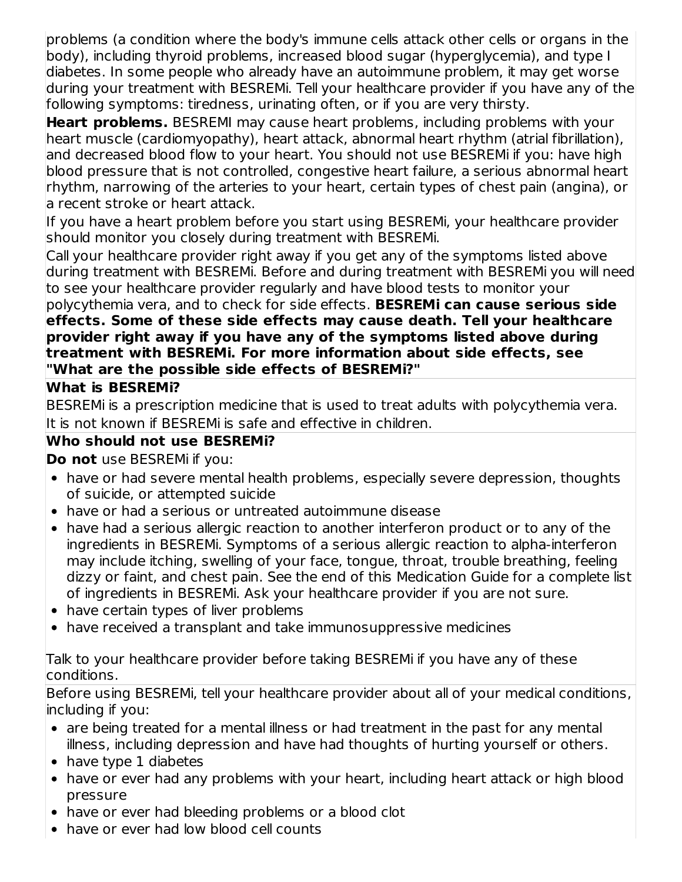problems (a condition where the body's immune cells attack other cells or organs in the body), including thyroid problems, increased blood sugar (hyperglycemia), and type I diabetes. In some people who already have an autoimmune problem, it may get worse during your treatment with BESREMi. Tell your healthcare provider if you have any of the following symptoms: tiredness, urinating often, or if you are very thirsty.

**Heart problems.** BESREMI may cause heart problems, including problems with your heart muscle (cardiomyopathy), heart attack, abnormal heart rhythm (atrial fibrillation), and decreased blood flow to your heart. You should not use BESREMi if you: have high blood pressure that is not controlled, congestive heart failure, a serious abnormal heart rhythm, narrowing of the arteries to your heart, certain types of chest pain (angina), or a recent stroke or heart attack.

If you have a heart problem before you start using BESREMi, your healthcare provider should monitor you closely during treatment with BESREMi.

Call your healthcare provider right away if you get any of the symptoms listed above during treatment with BESREMi. Before and during treatment with BESREMi you will need to see your healthcare provider regularly and have blood tests to monitor your polycythemia vera, and to check for side effects. **BESREMi can cause serious side effects. Some of these side effects may cause death. Tell your healthcare provider right away if you have any of the symptoms listed above during treatment with BESREMi. For more information about side effects, see "What are the possible side effects of BESREMi?"**

**What is BESREMi?**

BESREMi is a prescription medicine that is used to treat adults with polycythemia vera.

It is not known if BESREMi is safe and effective in children.

**Who should not use BESREMi?**

**Do not** use BESREMi if you:

- have or had severe mental health problems, especially severe depression, thoughts of suicide, or attempted suicide
- have or had a serious or untreated autoimmune disease
- have had a serious allergic reaction to another interferon product or to any of the ingredients in BESREMi. Symptoms of a serious allergic reaction to alpha-interferon may include itching, swelling of your face, tongue, throat, trouble breathing, feeling dizzy or faint, and chest pain. See the end of this Medication Guide for a complete list of ingredients in BESREMi. Ask your healthcare provider if you are not sure.
- have certain types of liver problems
- have received a transplant and take immunosuppressive medicines

Talk to your healthcare provider before taking BESREMi if you have any of these conditions.

Before using BESREMi, tell your healthcare provider about all of your medical conditions, including if you:

- are being treated for a mental illness or had treatment in the past for any mental illness, including depression and have had thoughts of hurting yourself or others.
- have type 1 diabetes
- have or ever had any problems with your heart, including heart attack or high blood pressure
- have or ever had bleeding problems or a blood clot
- have or ever had low blood cell counts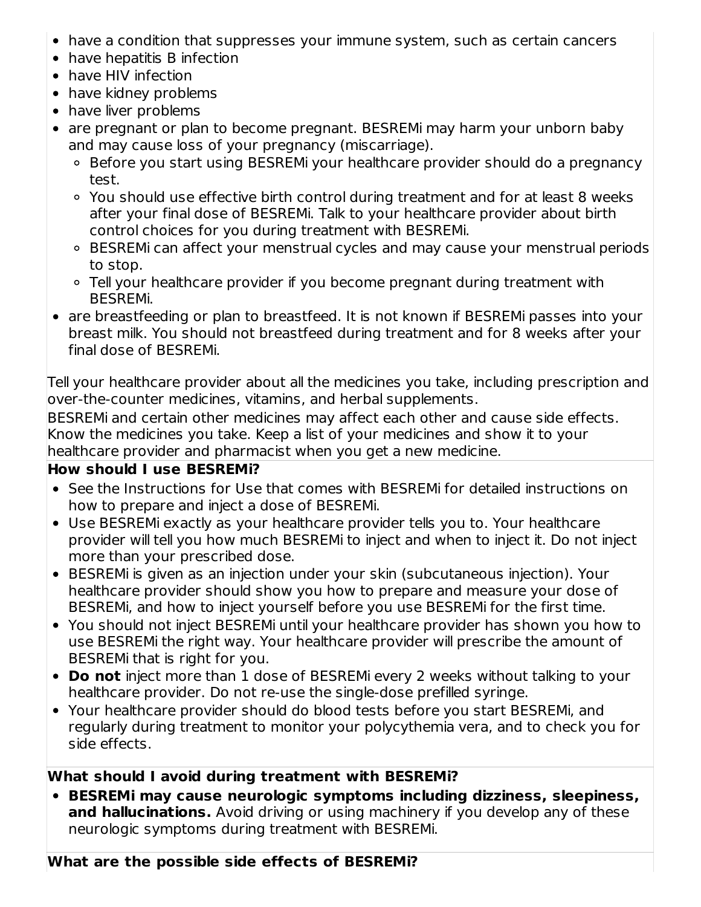- have a condition that suppresses your immune system, such as certain cancers
- have hepatitis B infection
- have HIV infection
- have kidney problems
- have liver problems
- are pregnant or plan to become pregnant. BESREMi may harm your unborn baby and may cause loss of your pregnancy (miscarriage).
  - Before you start using BESREMi your healthcare provider should do a pregnancy test.
  - You should use effective birth control during treatment and for at least 8 weeks after your final dose of BESREMi. Talk to your healthcare provider about birth control choices for you during treatment with BESREMi.
  - BESREMi can affect your menstrual cycles and may cause your menstrual periods to stop.
  - Tell your healthcare provider if you become pregnant during treatment with BESREMi.
- are breastfeeding or plan to breastfeed. It is not known if BESREMi passes into your breast milk. You should not breastfeed during treatment and for 8 weeks after your final dose of BESREMi.

Tell your healthcare provider about all the medicines you take, including prescription and over-the-counter medicines, vitamins, and herbal supplements.
BESREMi and certain other medicines may affect each other and cause side effects. Know the medicines you take. Keep a list of your medicines and show it to your healthcare provider and pharmacist when you get a new medicine.

**How should I use BESREMi?**

- See the Instructions for Use that comes with BESREMi for detailed instructions on how to prepare and inject a dose of BESREMi.
- Use BESREMi exactly as your healthcare provider tells you to. Your healthcare provider will tell you how much BESREMi to inject and when to inject it. Do not inject more than your prescribed dose.
- BESREMi is given as an injection under your skin (subcutaneous injection). Your healthcare provider should show you how to prepare and measure your dose of BESREMi, and how to inject yourself before you use BESREMi for the first time.
- You should not inject BESREMi until your healthcare provider has shown you how to use BESREMi the right way. Your healthcare provider will prescribe the amount of BESREMi that is right for you.
- **Do not** inject more than 1 dose of BESREMi every 2 weeks without talking to your healthcare provider. Do not re-use the single-dose prefilled syringe.
- Your healthcare provider should do blood tests before you start BESREMi, and regularly during treatment to monitor your polycythemia vera, and to check you for side effects.

**What should I avoid during treatment with BESREMi?**

- **BESREMi may cause neurologic symptoms including dizziness, sleepiness, and hallucinations.** Avoid driving or using machinery if you develop any of these neurologic symptoms during treatment with BESREMi.

**What are the possible side effects of BESREMi?**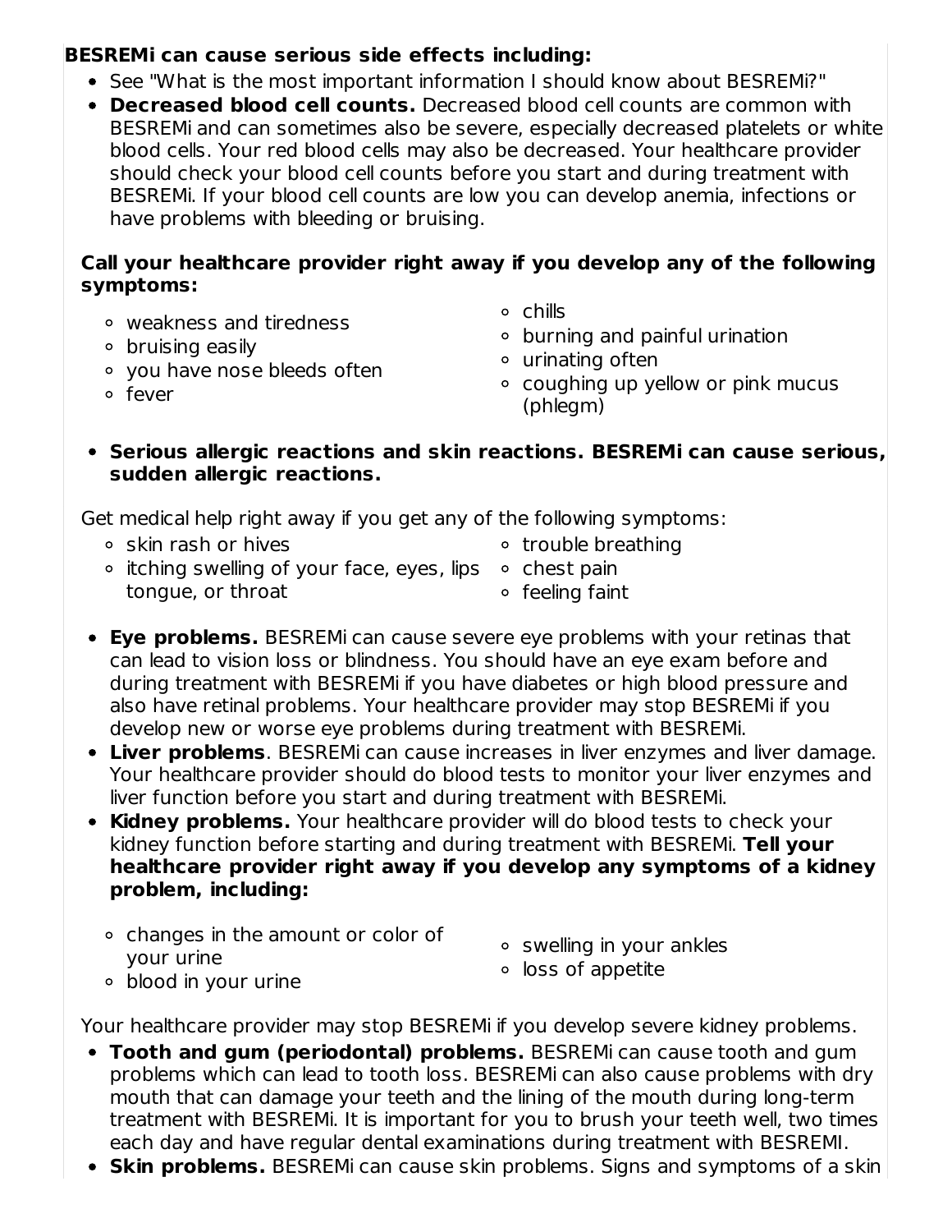**BESREMi can cause serious side effects including:**

- See "What is the most important information I should know about BESREMi?"
- **Decreased blood cell counts.** Decreased blood cell counts are common with BESREMi and can sometimes also be severe, especially decreased platelets or white blood cells. Your red blood cells may also be decreased. Your healthcare provider should check your blood cell counts before you start and during treatment with BESREMi. If your blood cell counts are low you can develop anemia, infections or have problems with bleeding or bruising.

**Call your healthcare provider right away if you develop any of the following symptoms:**

- weakness and tiredness
- bruising easily
- you have nose bleeds often
- fever
- chills
- burning and painful urination
- urinating often
- coughing up yellow or pink mucus (phlegm)

- **Serious allergic reactions and skin reactions. BESREMi can cause serious, sudden allergic reactions.**

Get medical help right away if you get any of the following symptoms:

- skin rash or hives
- itching swelling of your face, eyes, lips tongue, or throat
- trouble breathing
- chest pain
- feeling faint

- **Eye problems.** BESREMi can cause severe eye problems with your retinas that can lead to vision loss or blindness. You should have an eye exam before and during treatment with BESREMi if you have diabetes or high blood pressure and also have retinal problems. Your healthcare provider may stop BESREMi if you develop new or worse eye problems during treatment with BESREMi.
- **Liver problems**. BESREMi can cause increases in liver enzymes and liver damage. Your healthcare provider should do blood tests to monitor your liver enzymes and liver function before you start and during treatment with BESREMi.
- **Kidney problems.** Your healthcare provider will do blood tests to check your kidney function before starting and during treatment with BESREMi. **Tell your healthcare provider right away if you develop any symptoms of a kidney problem, including:**

- changes in the amount or color of your urine
- blood in your urine
- swelling in your ankles
- loss of appetite

Your healthcare provider may stop BESREMi if you develop severe kidney problems.

- **Tooth and gum (periodontal) problems.** BESREMi can cause tooth and gum problems which can lead to tooth loss. BESREMi can also cause problems with dry mouth that can damage your teeth and the lining of the mouth during long-term treatment with BESREMi. It is important for you to brush your teeth well, two times each day and have regular dental examinations during treatment with BESREMI.
- **Skin problems.** BESREMi can cause skin problems. Signs and symptoms of a skin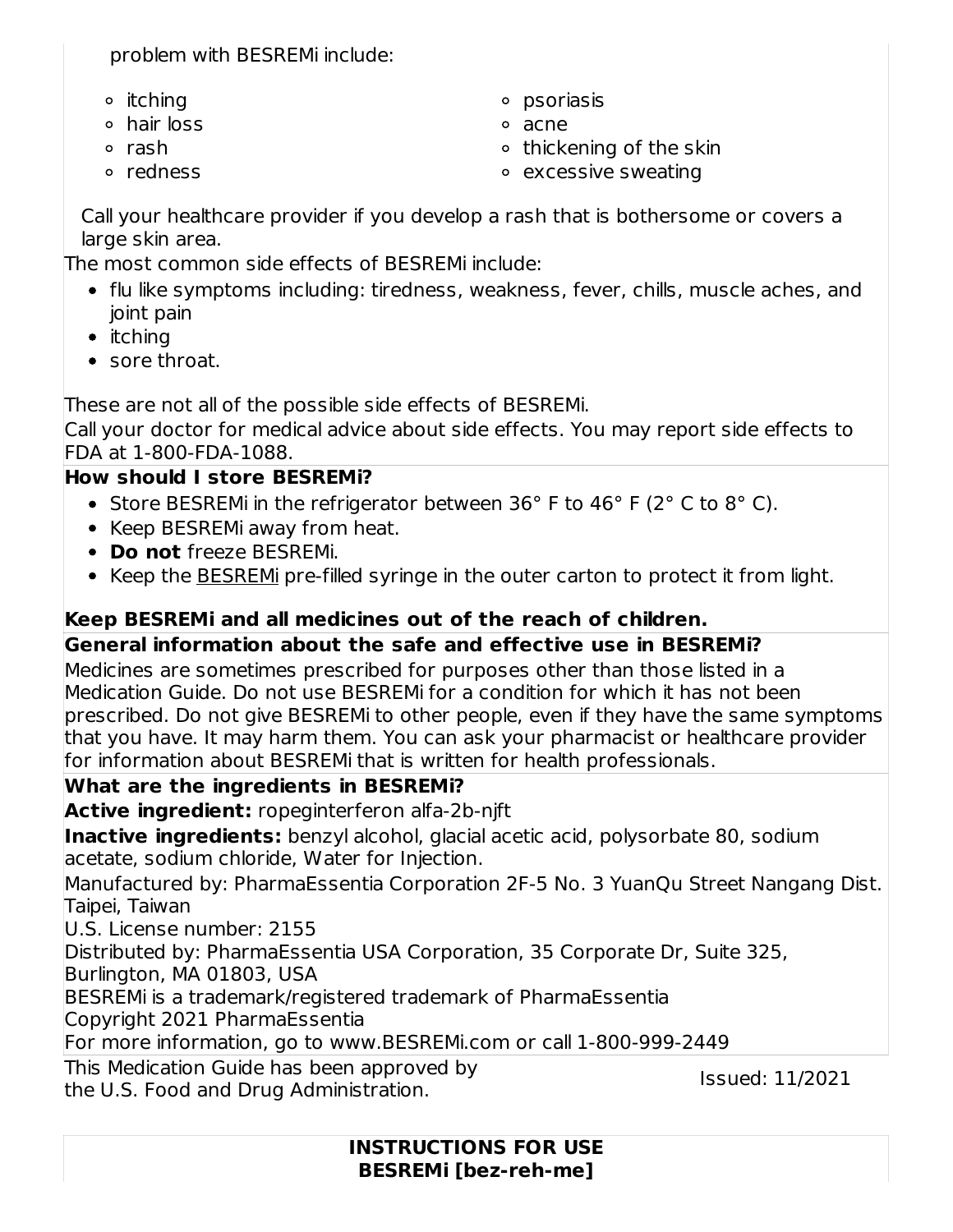problem with BESREMi include:

- itching
- hair loss
- rash
- redness
- psoriasis
- acne
- thickening of the skin
- excessive sweating

Call your healthcare provider if you develop a rash that is bothersome or covers a large skin area.

The most common side effects of BESREMi include:

- flu like symptoms including: tiredness, weakness, fever, chills, muscle aches, and joint pain
- itching
- sore throat.

These are not all of the possible side effects of BESREMi.

Call your doctor for medical advice about side effects. You may report side effects to FDA at 1-800-FDA-1088.

**How should I store BESREMi?**

- Store BESREMi in the refrigerator between 36° F to 46° F (2° C to 8° C).
- Keep BESREMi away from heat.
- **Do not** freeze BESREMi.
- Keep the BESREMi pre-filled syringe in the outer carton to protect it from light.

**Keep BESREMi and all medicines out of the reach of children.**

**General information about the safe and effective use in BESREMi?**

Medicines are sometimes prescribed for purposes other than those listed in a Medication Guide. Do not use BESREMi for a condition for which it has not been prescribed. Do not give BESREMi to other people, even if they have the same symptoms that you have. It may harm them. You can ask your pharmacist or healthcare provider for information about BESREMi that is written for health professionals.

**What are the ingredients in BESREMi?**

**Active ingredient:** ropeginterferon alfa-2b-njft

**Inactive ingredients:** benzyl alcohol, glacial acetic acid, polysorbate 80, sodium acetate, sodium chloride, Water for Injection.

Manufactured by: PharmaEssentia Corporation 2F-5 No. 3 YuanQu Street Nangang Dist. Taipei, Taiwan

U.S. License number: 2155

Distributed by: PharmaEssentia USA Corporation, 35 Corporate Dr, Suite 325, Burlington, MA 01803, USA

BESREMi is a trademark/registered trademark of PharmaEssentia

Copyright 2021 PharmaEssentia

For more information, go to www.BESREMi.com or call 1-800-999-2449

This Medication Guide has been approved by the U.S. Food and Drug Administration. Issued: 11/2021

**INSTRUCTIONS FOR USE**
**BESREMi [bez-reh-me]**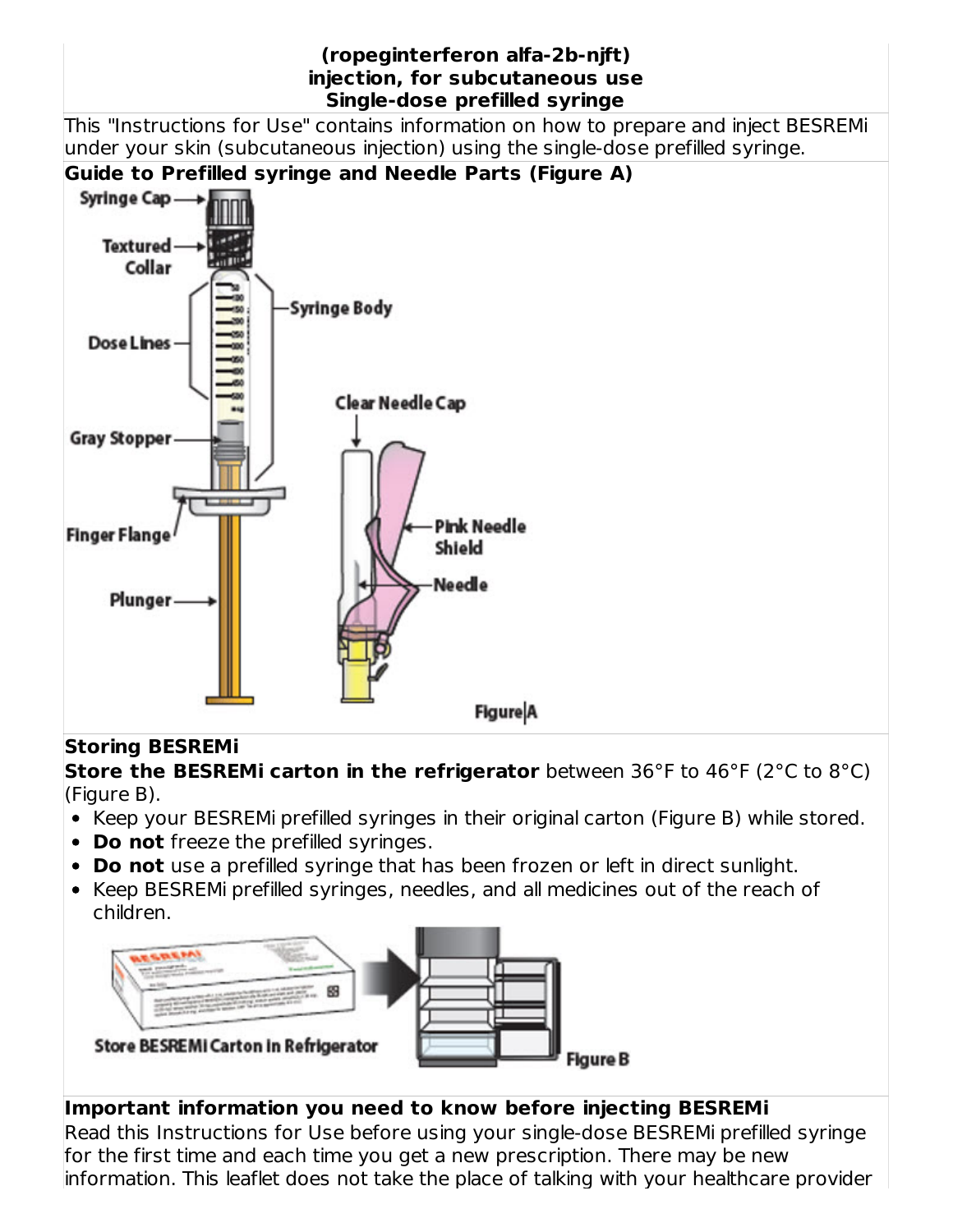**(ropeginterferon alfa-2b-njft)**
**injection, for subcutaneous use**
**Single-dose prefilled syringe**

This "Instructions for Use" contains information on how to prepare and inject BESREMi under your skin (subcutaneous injection) using the single-dose prefilled syringe.

**Guide to Prefilled syringe and Needle Parts (Figure A)**

Syringe Cap
Textured Collar
Dose Lines
Syringe Body
Gray Stopper
Finger Flange
Plunger
Clear Needle Cap
Pink Needle Shield
Needle

Figure A

**Storing BESREMi**

**Store the BESREMi carton in the refrigerator** between 36°F to 46°F (2°C to 8°C) (Figure B).

- Keep your BESREMi prefilled syringes in their original carton (Figure B) while stored.
- **Do not** freeze the prefilled syringes.
- **Do not** use a prefilled syringe that has been frozen or left in direct sunlight.
- Keep BESREMi prefilled syringes, needles, and all medicines out of the reach of children.

Store BESREMi Carton In Refrigerator

Figure B

**Important information you need to know before injecting BESREMi**

Read this Instructions for Use before using your single-dose BESREMi prefilled syringe for the first time and each time you get a new prescription. There may be new information. This leaflet does not take the place of talking with your healthcare provider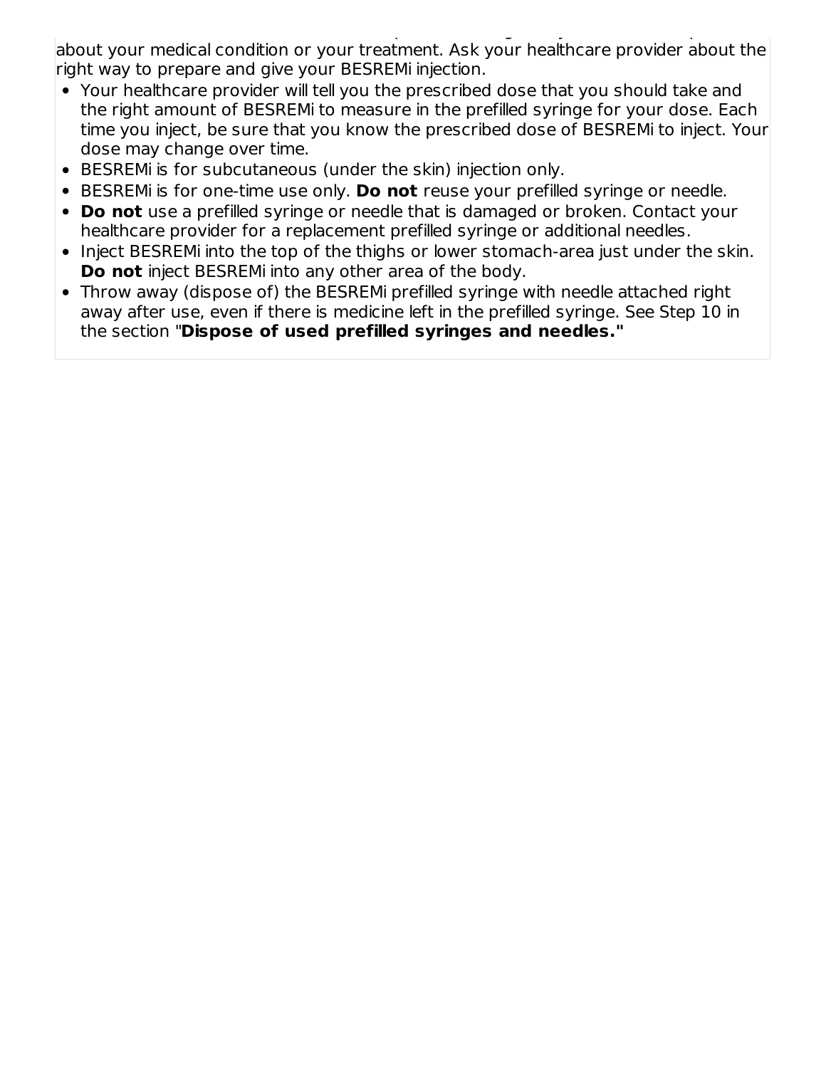about your medical condition or your treatment. Ask your healthcare provider about the right way to prepare and give your BESREMi injection.

- Your healthcare provider will tell you the prescribed dose that you should take and the right amount of BESREMi to measure in the prefilled syringe for your dose. Each time you inject, be sure that you know the prescribed dose of BESREMi to inject. Your dose may change over time.
- BESREMi is for subcutaneous (under the skin) injection only.
- BESREMi is for one-time use only. **Do not** reuse your prefilled syringe or needle.
- **Do not** use a prefilled syringe or needle that is damaged or broken. Contact your healthcare provider for a replacement prefilled syringe or additional needles.
- Inject BESREMi into the top of the thighs or lower stomach-area just under the skin. **Do not** inject BESREMi into any other area of the body.
- Throw away (dispose of) the BESREMi prefilled syringe with needle attached right away after use, even if there is medicine left in the prefilled syringe. See Step 10 in the section "**Dispose of used prefilled syringes and needles."**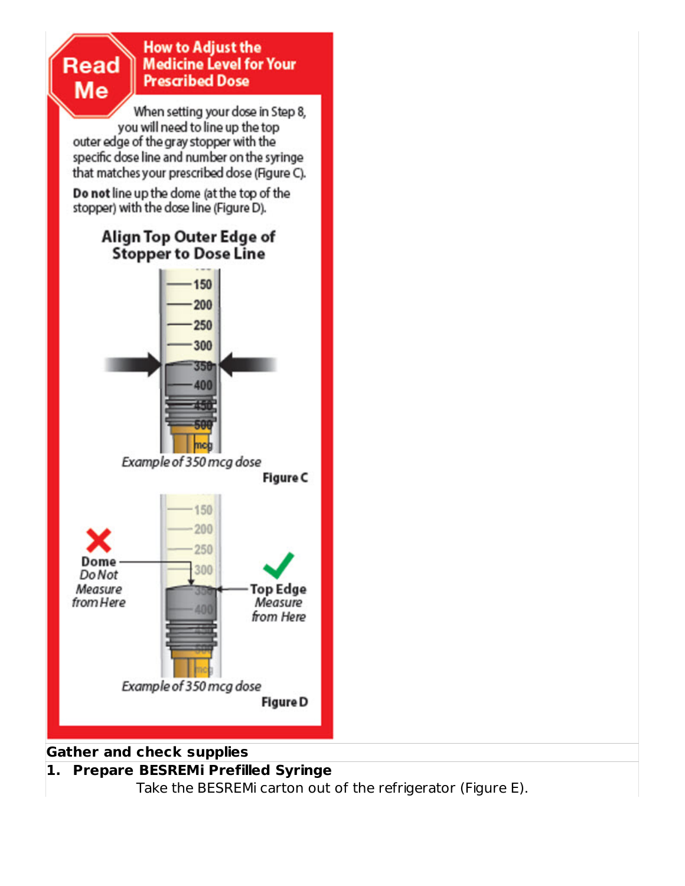**Read Me** — How to Adjust the Medicine Level for Your Prescribed Dose

When setting your dose in Step 8, you will need to line up the top outer edge of the gray stopper with the specific dose line and number on the syringe that matches your prescribed dose (Figure C).

**Do not** line up the dome (at the top of the stopper) with the dose line (Figure D).

**Align Top Outer Edge of Stopper to Dose Line**

*Example of 350 mcg dose*

**Figure C**

**Dome** *Do Not Measure from Here*

**Top Edge** *Measure from Here*

*Example of 350 mcg dose*

**Figure D**

**Gather and check supplies**

**1. Prepare BESREMi Prefilled Syringe**

Take the BESREMi carton out of the refrigerator (Figure E).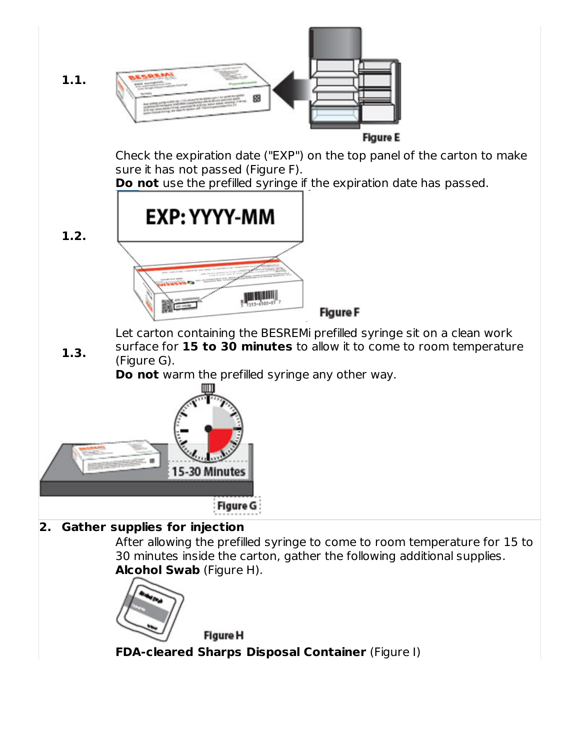**1.1.**

Figure E

**1.2.** Check the expiration date ("EXP") on the top panel of the carton to make sure it has not passed (Figure F).

**Do not** use the prefilled syringe if the expiration date has passed.

EXP: YYYY-MM

Figure F

**1.3.** Let carton containing the BESREMi prefilled syringe sit on a clean work surface for **15 to 30 minutes** to allow it to come to room temperature (Figure G).

**Do not** warm the prefilled syringe any other way.

15-30 Minutes

Figure G

**2. Gather supplies for injection**

After allowing the prefilled syringe to come to room temperature for 15 to 30 minutes inside the carton, gather the following additional supplies.

**Alcohol Swab** (Figure H).

Figure H

**FDA-cleared Sharps Disposal Container** (Figure I)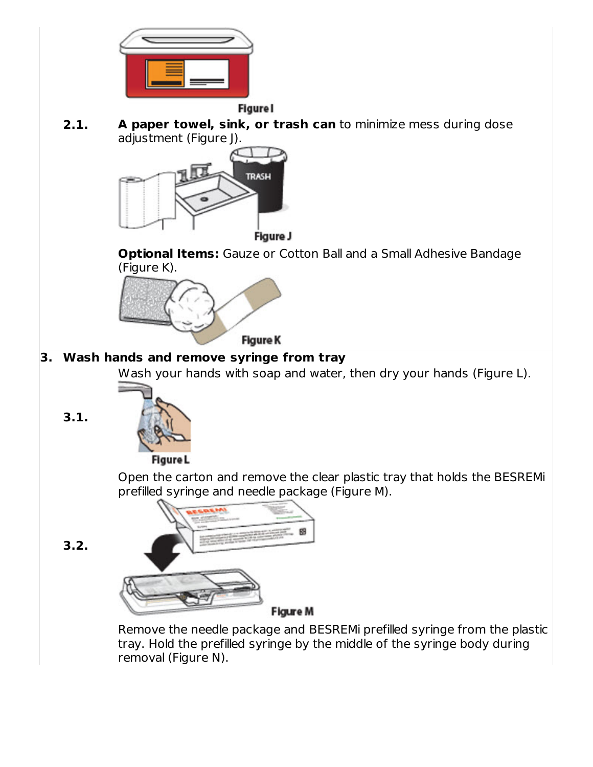Figure I

**2.1.** **A paper towel, sink, or trash can** to minimize mess during dose adjustment (Figure J).

Figure J

**Optional Items:** Gauze or Cotton Ball and a Small Adhesive Bandage (Figure K).

Figure K

**3. Wash hands and remove syringe from tray**

**3.1.** Wash your hands with soap and water, then dry your hands (Figure L).

Figure L

**3.2.** Open the carton and remove the clear plastic tray that holds the BESREMi prefilled syringe and needle package (Figure M).

Figure M

Remove the needle package and BESREMi prefilled syringe from the plastic tray. Hold the prefilled syringe by the middle of the syringe body during removal (Figure N).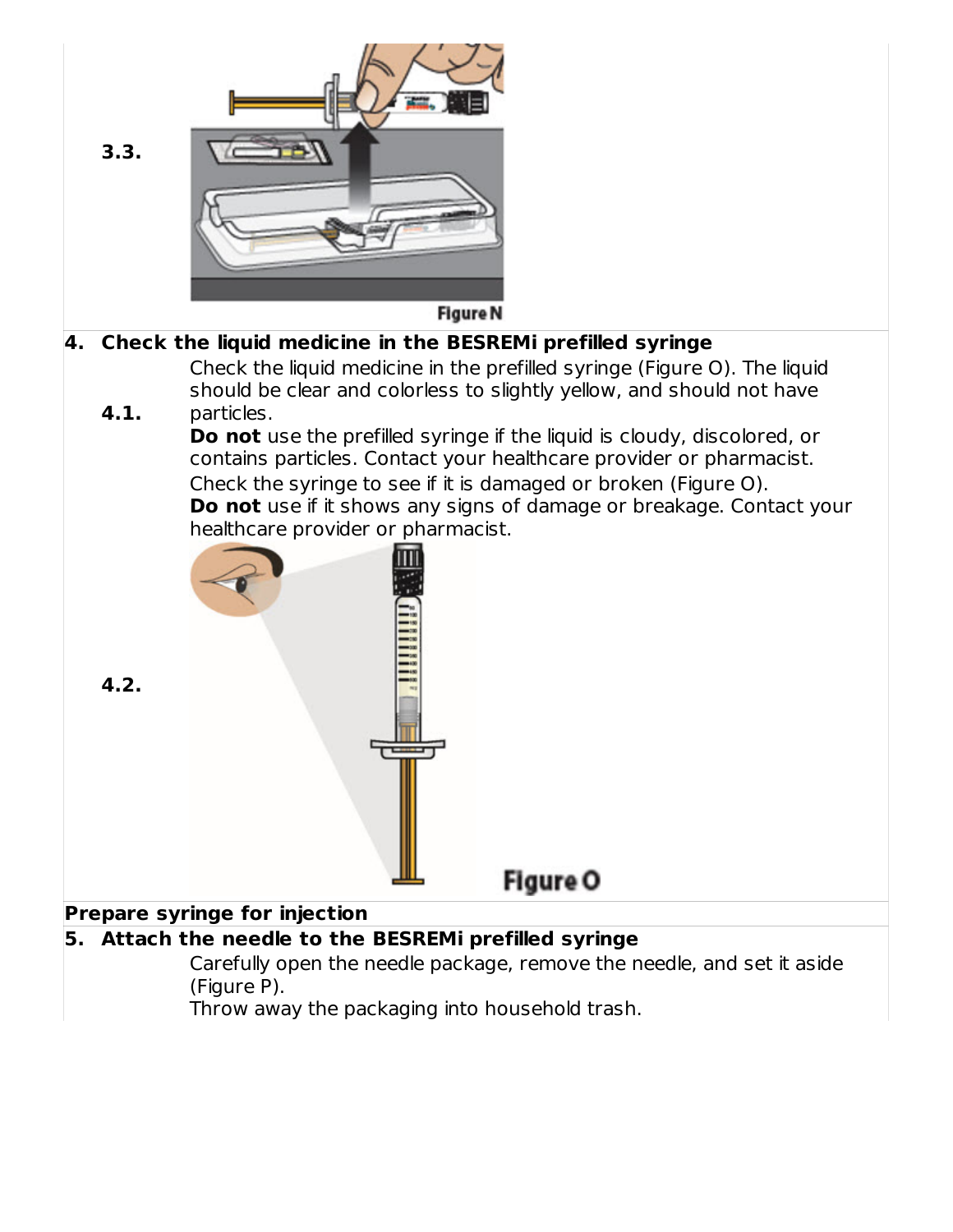**3.3.**

Figure N

**4. Check the liquid medicine in the BESREMi prefilled syringe**

**4.1.** Check the liquid medicine in the prefilled syringe (Figure O). The liquid should be clear and colorless to slightly yellow, and should not have particles.

**Do not** use the prefilled syringe if the liquid is cloudy, discolored, or contains particles. Contact your healthcare provider or pharmacist.

**4.2.** Check the syringe to see if it is damaged or broken (Figure O).

**Do not** use if it shows any signs of damage or breakage. Contact your healthcare provider or pharmacist.

Figure O

**Prepare syringe for injection**

**5. Attach the needle to the BESREMi prefilled syringe**

Carefully open the needle package, remove the needle, and set it aside (Figure P).

Throw away the packaging into household trash.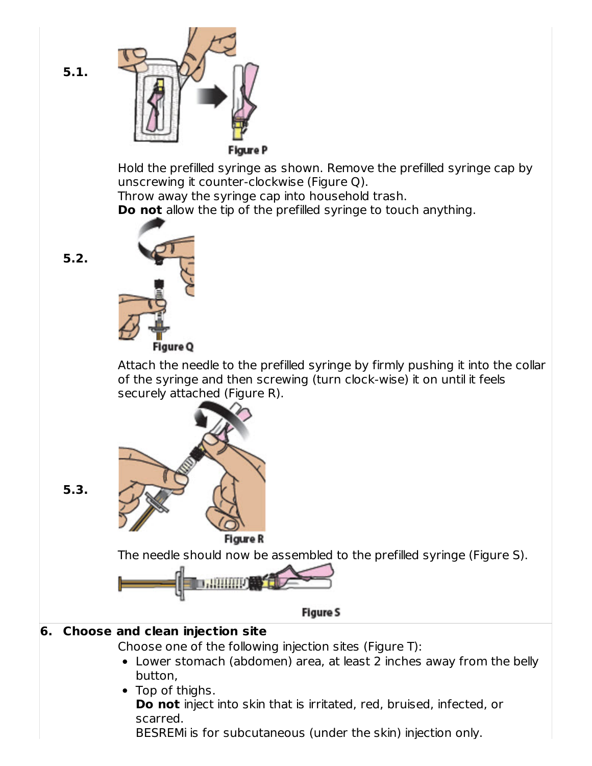**5.1.**

Figure P

Hold the prefilled syringe as shown. Remove the prefilled syringe cap by unscrewing it counter-clockwise (Figure Q).
Throw away the syringe cap into household trash.
**Do not** allow the tip of the prefilled syringe to touch anything.

**5.2.**

Figure Q

Attach the needle to the prefilled syringe by firmly pushing it into the collar of the syringe and then screwing (turn clock-wise) it on until it feels securely attached (Figure R).

**5.3.**

Figure R

The needle should now be assembled to the prefilled syringe (Figure S).

Figure S

**6. Choose and clean injection site**

Choose one of the following injection sites (Figure T):

- Lower stomach (abdomen) area, at least 2 inches away from the belly button,
- Top of thighs.
  **Do not** inject into skin that is irritated, red, bruised, infected, or scarred.
  BESREMi is for subcutaneous (under the skin) injection only.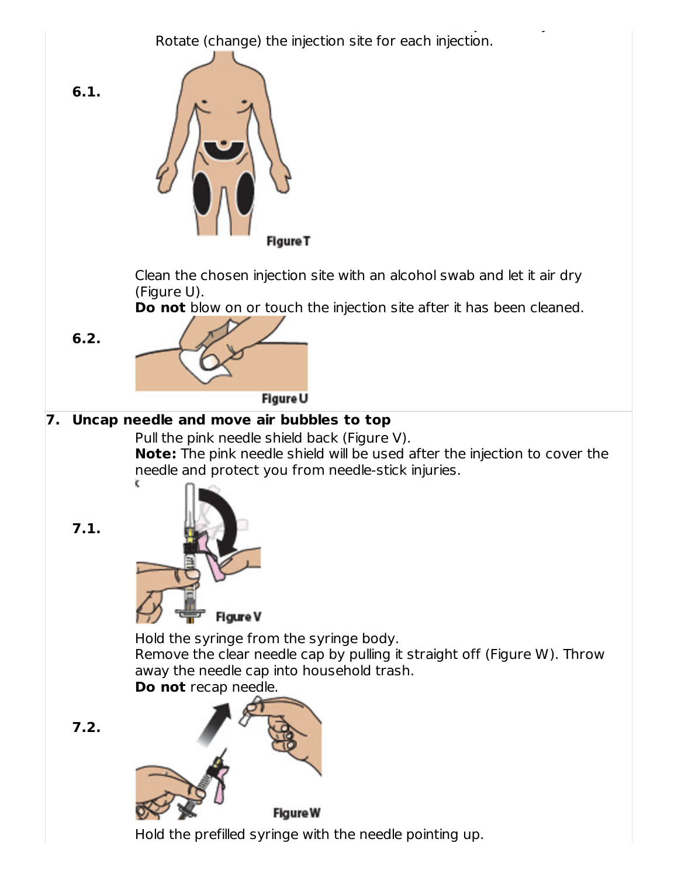Rotate (change) the injection site for each injection.

**6.1.**

Figure T

Clean the chosen injection site with an alcohol swab and let it air dry (Figure U).
**Do not** blow on or touch the injection site after it has been cleaned.

**6.2.**

Figure U

**7. Uncap needle and move air bubbles to top**

Pull the pink needle shield back (Figure V).
**Note:** The pink needle shield will be used after the injection to cover the needle and protect you from needle-stick injuries.

**7.1.**

Figure V

Hold the syringe from the syringe body.
Remove the clear needle cap by pulling it straight off (Figure W). Throw away the needle cap into household trash.
**Do not** recap needle.

**7.2.**

Figure W

Hold the prefilled syringe with the needle pointing up.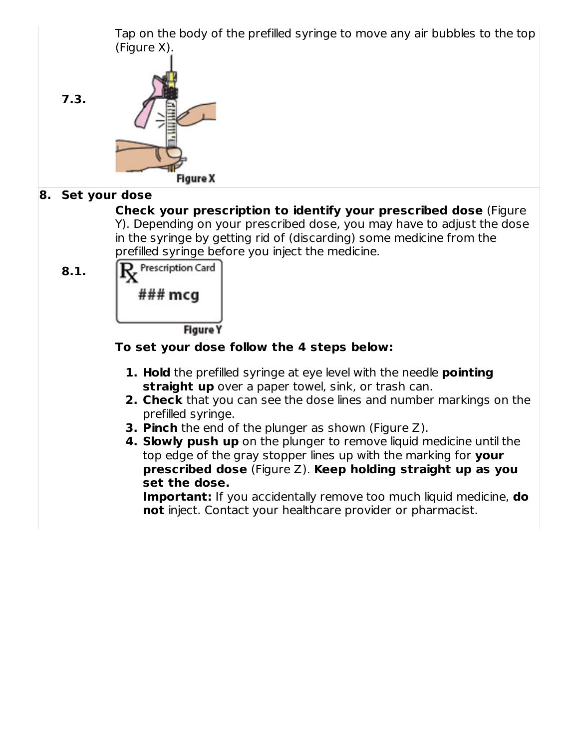**7.3.** Tap on the body of the prefilled syringe to move any air bubbles to the top (Figure X).

Figure X

## 8. Set your dose

**8.1.** **Check your prescription to identify your prescribed dose** (Figure Y). Depending on your prescribed dose, you may have to adjust the dose in the syringe by getting rid of (discarding) some medicine from the prefilled syringe before you inject the medicine.

Rx Prescription Card

### mcg

Figure Y

**To set your dose follow the 4 steps below:**

1. **Hold** the prefilled syringe at eye level with the needle **pointing straight up** over a paper towel, sink, or trash can.
2. **Check** that you can see the dose lines and number markings on the prefilled syringe.
3. **Pinch** the end of the plunger as shown (Figure Z).
4. **Slowly push up** on the plunger to remove liquid medicine until the top edge of the gray stopper lines up with the marking for **your prescribed dose** (Figure Z). **Keep holding straight up as you set the dose.**
   **Important:** If you accidentally remove too much liquid medicine, **do not** inject. Contact your healthcare provider or pharmacist.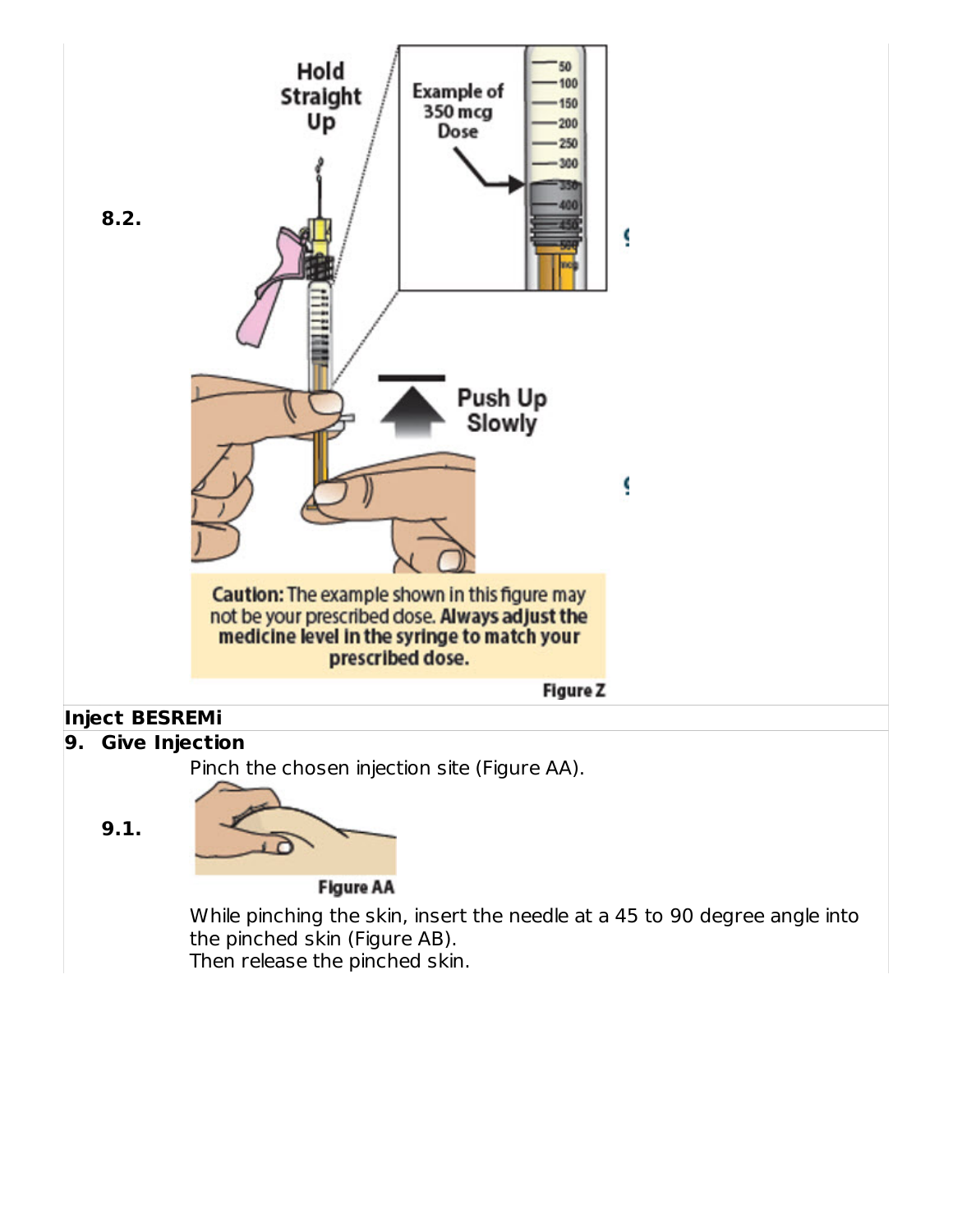**8.2.**

Hold Straight Up

Example of 350 mcg Dose

Push Up Slowly

**Caution:** The example shown in this figure may not be your prescribed dose. **Always adjust the medicine level in the syringe to match your prescribed dose.**

Figure Z

**Inject BESREMi**

**9. Give Injection**

**9.1.**

Pinch the chosen injection site (Figure AA).

Figure AA

While pinching the skin, insert the needle at a 45 to 90 degree angle into the pinched skin (Figure AB).
Then release the pinched skin.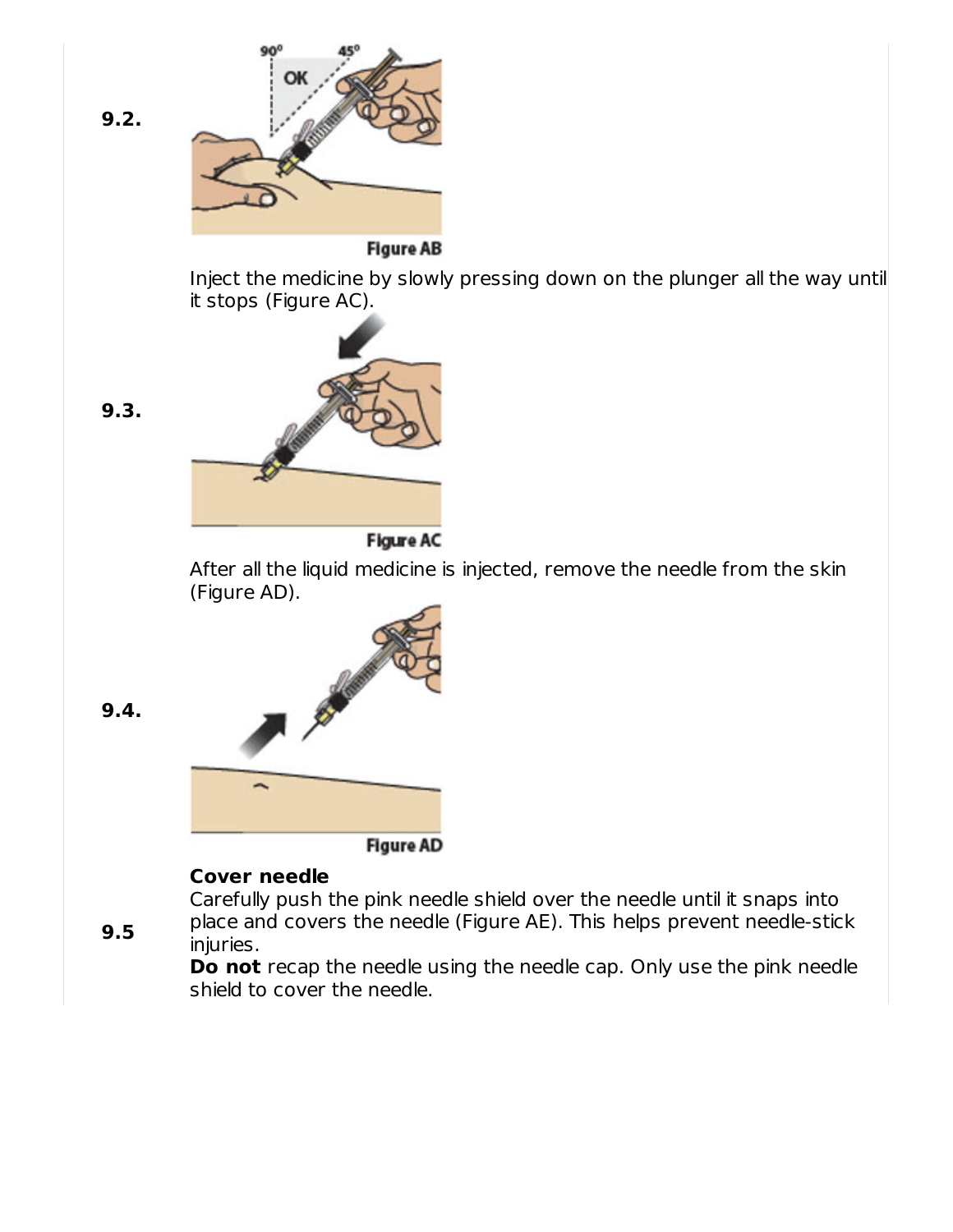**9.2.**

Figure AB

Inject the medicine by slowly pressing down on the plunger all the way until it stops (Figure AC).

**9.3.**

Figure AC

After all the liquid medicine is injected, remove the needle from the skin (Figure AD).

**9.4.**

Figure AD

**9.5**

**Cover needle**

Carefully push the pink needle shield over the needle until it snaps into place and covers the needle (Figure AE). This helps prevent needle-stick injuries.

**Do not** recap the needle using the needle cap. Only use the pink needle shield to cover the needle.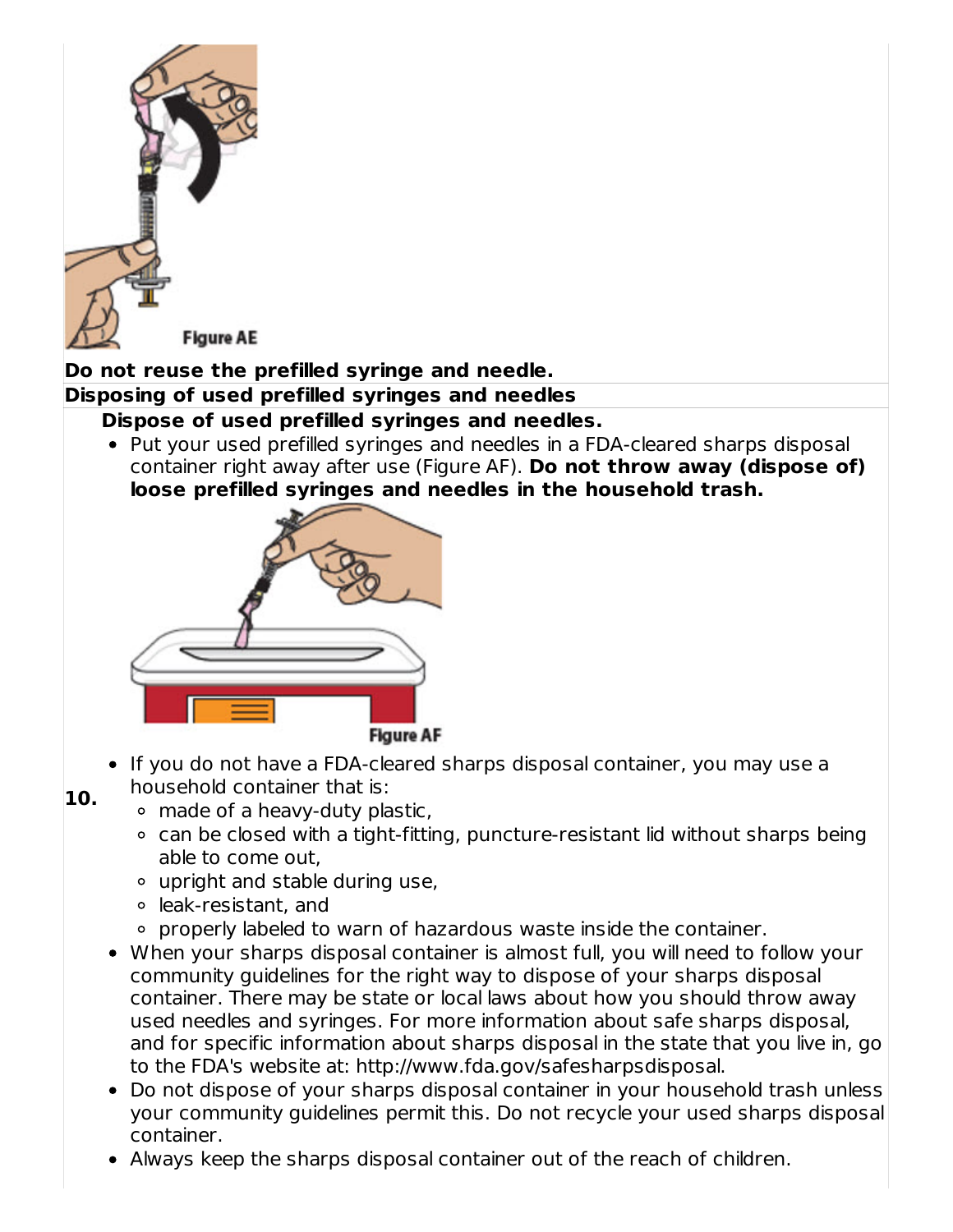Figure AE

**Do not reuse the prefilled syringe and needle.**

**Disposing of used prefilled syringes and needles**

**10.**

**Dispose of used prefilled syringes and needles.**

- Put your used prefilled syringes and needles in a FDA-cleared sharps disposal container right away after use (Figure AF). **Do not throw away (dispose of) loose prefilled syringes and needles in the household trash.**

Figure AF

- If you do not have a FDA-cleared sharps disposal container, you may use a household container that is:
    - made of a heavy-duty plastic,
    - can be closed with a tight-fitting, puncture-resistant lid without sharps being able to come out,
    - upright and stable during use,
    - leak-resistant, and
    - properly labeled to warn of hazardous waste inside the container.
- When your sharps disposal container is almost full, you will need to follow your community guidelines for the right way to dispose of your sharps disposal container. There may be state or local laws about how you should throw away used needles and syringes. For more information about safe sharps disposal, and for specific information about sharps disposal in the state that you live in, go to the FDA's website at: http://www.fda.gov/safesharpsdisposal.
- Do not dispose of your sharps disposal container in your household trash unless your community guidelines permit this. Do not recycle your used sharps disposal container.
- Always keep the sharps disposal container out of the reach of children.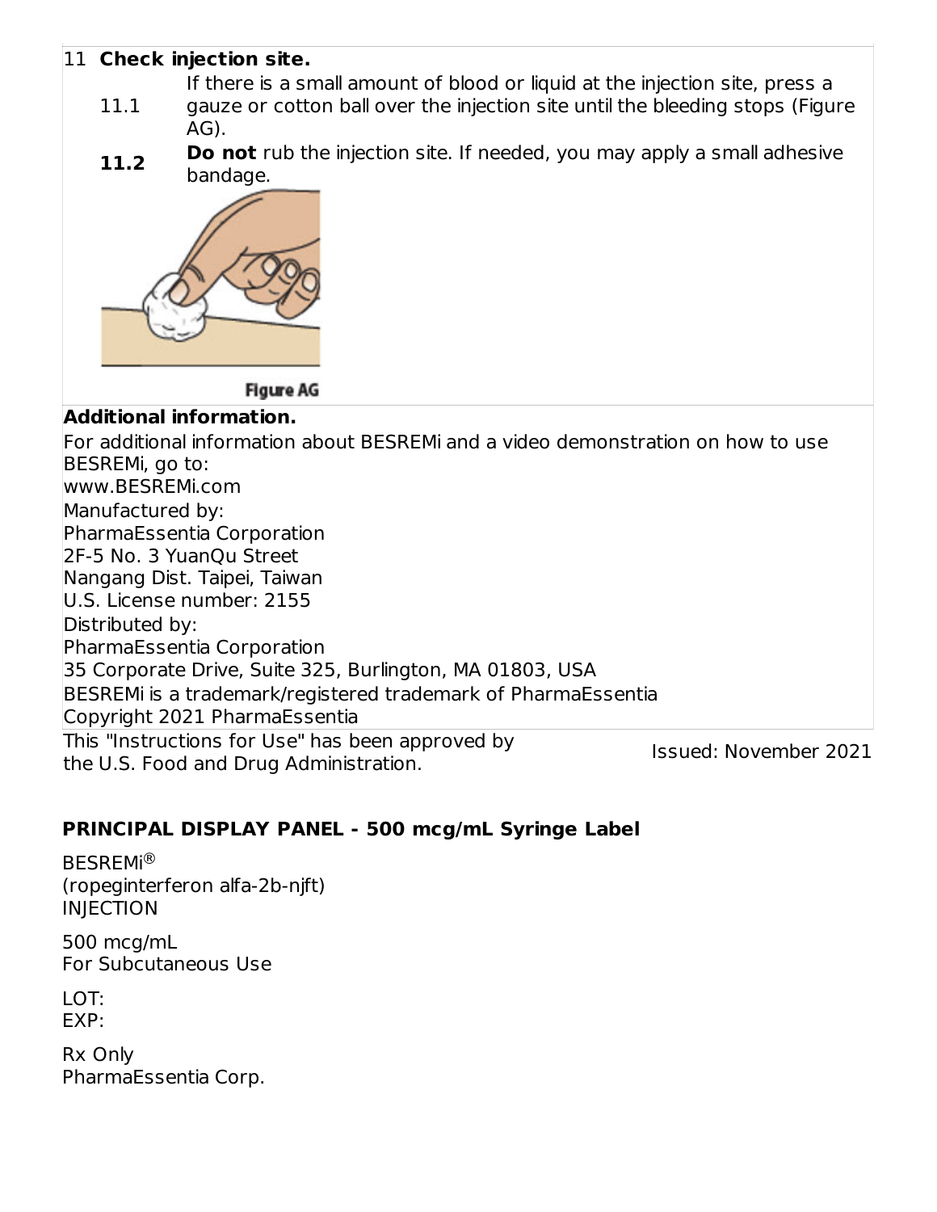**11 Check injection site.**

| | |
|---|---|
| 11.1 | If there is a small amount of blood or liquid at the injection site, press a gauze or cotton ball over the injection site until the bleeding stops (Figure AG). |
| **11.2** | **Do not** rub the injection site. If needed, you may apply a small adhesive bandage. |

Figure AG

**Additional information.**

For additional information about BESREMi and a video demonstration on how to use BESREMi, go to:
www.BESREMi.com

Manufactured by:
PharmaEssentia Corporation
2F-5 No. 3 YuanQu Street
Nangang Dist. Taipei, Taiwan
U.S. License number: 2155

Distributed by:
PharmaEssentia Corporation
35 Corporate Drive, Suite 325, Burlington, MA 01803, USA

BESREMi is a trademark/registered trademark of PharmaEssentia
Copyright 2021 PharmaEssentia

This "Instructions for Use" has been approved by the U.S. Food and Drug Administration. Issued: November 2021

**PRINCIPAL DISPLAY PANEL - 500 mcg/mL Syringe Label**

BESREMi®
(ropeginterferon alfa-2b-njft)
INJECTION

500 mcg/mL
For Subcutaneous Use

LOT:
EXP:

Rx Only
PharmaEssentia Corp.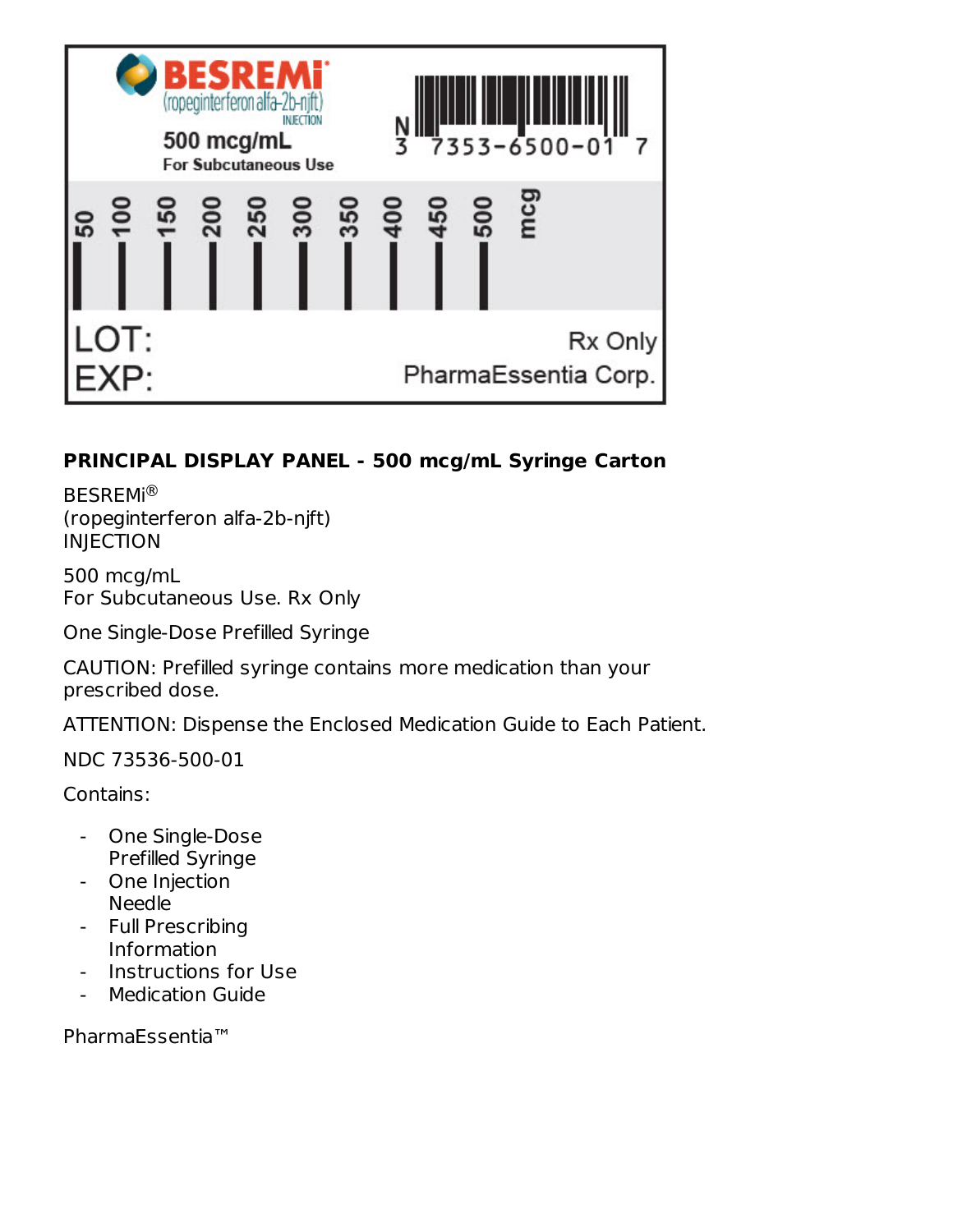BESREMi®
(ropeginterferon alfa-2b-njft)
INJECTION

500 mcg/mL
For Subcutaneous Use

N 3 7353-6500-01 7

50 100 150 200 250 300 350 400 450 500 mcg

LOT:
EXP:

Rx Only
PharmaEssentia Corp.

**PRINCIPAL DISPLAY PANEL - 500 mcg/mL Syringe Carton**

BESREMi®
(ropeginterferon alfa-2b-njft)
INJECTION

500 mcg/mL
For Subcutaneous Use. Rx Only

One Single-Dose Prefilled Syringe

CAUTION: Prefilled syringe contains more medication than your prescribed dose.

ATTENTION: Dispense the Enclosed Medication Guide to Each Patient.

NDC 73536-500-01

Contains:

- One Single-Dose Prefilled Syringe
- One Injection Needle
- Full Prescribing Information
- Instructions for Use
- Medication Guide

PharmaEssentia™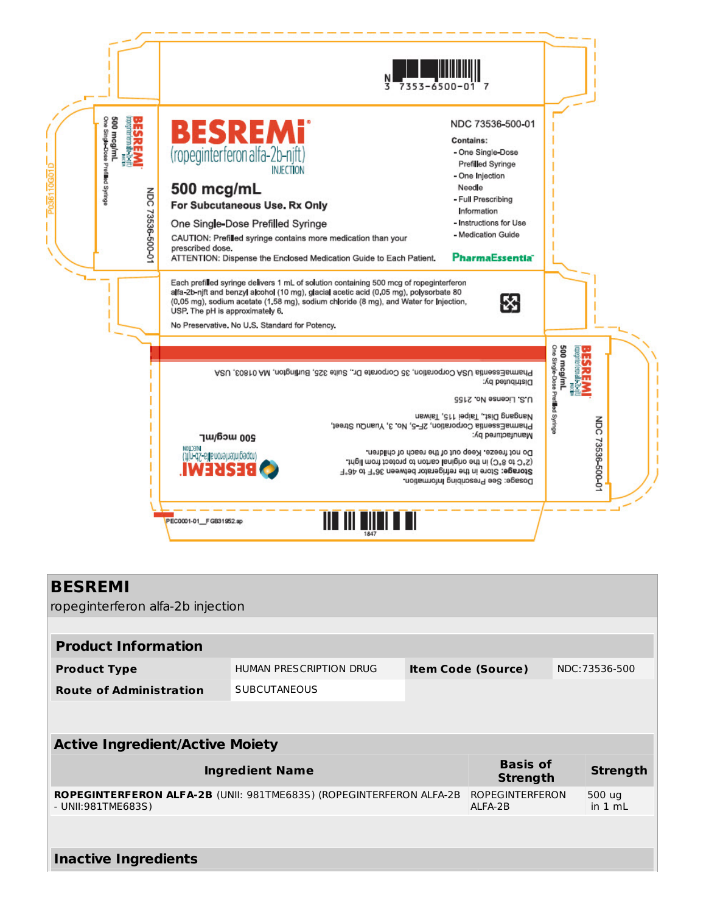N
3 7353-6500-01 7

**BESREMi**®
(ropeginterferon alfa-2b-njft)
INJECTION

**500 mcg/mL**

**For Subcutaneous Use. Rx Only**

One Single-Dose Prefilled Syringe

CAUTION: Prefilled syringe contains more medication than your prescribed dose.

ATTENTION: Dispense the Enclosed Medication Guide to Each Patient.

NDC 73536-500-01

**Contains:**

- One Single-Dose Prefilled Syringe
- One Injection Needle
- Full Prescribing Information
- Instructions for Use
- Medication Guide

PharmaEssentia™

Each prefilled syringe delivers 1 mL of solution containing 500 mcg of ropeginterferon alfa-2b-njft and benzyl alcohol (10 mg), glacial acetic acid (0.05 mg), polysorbate 80 (0.05 mg), sodium acetate (1.58 mg), sodium chloride (8 mg), and Water for Injection, USP. The pH is approximately 6.

No Preservative. No U.S. Standard for Potency.

BESREMi (ropeginterferon alfa-2b-njft) INJECTION
500 mcg/mL
One Single-Dose Prefilled Syringe
NDC 73536-500-01

P03611OG01D

Dosage: See Prescribing Information.

**Storage:** Store in the refrigerator between 36°F to 46°F (2°C to 8°C) in the original carton to protect from light.

Do not freeze. Keep out of the reach of children.

Manufactured by:
PharmaEssentia Corporation, 2F-5, No. 3, YuanQu Street, Nangang Dist., Taipei 115, Taiwan

U.S. License No. 2155

Distributed by:
PharmaEssentia USA Corporation, 35 Corporate Dr., Suite 325, Burlington, MA 01803, USA

BESREMi (ropeginterferon alfa-2b-njft) INJECTION
500 mcg/mL

PEC0001-01__FGB31952.ap

1847

## BESREMI

ropeginterferon alfa-2b injection

| **Product Information** | | | |
|---|---|---|---|
| **Product Type** | HUMAN PRESCRIPTION DRUG | **Item Code (Source)** | NDC:73536-500 |
| **Route of Administration** | SUBCUTANEOUS | | |

| **Active Ingredient/Active Moiety** | | |
|---|---|---|
| **Ingredient Name** | **Basis of Strength** | **Strength** |
| **ROPEGINTERFERON ALFA-2B** (UNII: 981TME683S) (ROPEGINTERFERON ALFA-2B - UNII:981TME683S) | ROPEGINTERFERON ALFA-2B | 500 ug in 1 mL |

| **Inactive Ingredients** |
|---|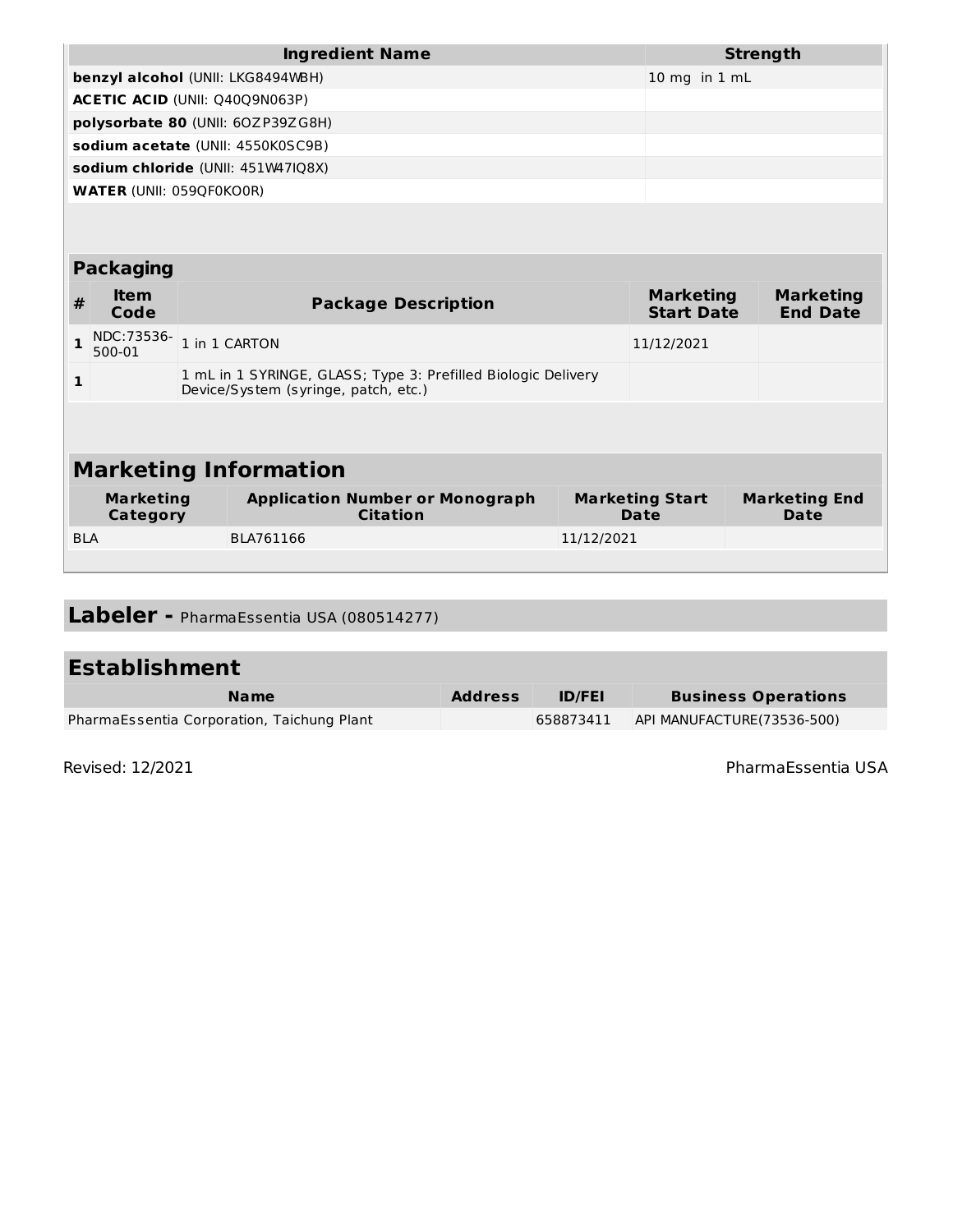| Ingredient Name | Strength |
| --- | --- |
| **benzyl alcohol** (UNII: LKG8494WBH) | 10 mg in 1 mL |
| **ACETIC ACID** (UNII: Q40Q9N063P) | |
| **polysorbate 80** (UNII: 6OZP39ZG8H) | |
| **sodium acetate** (UNII: 4550K0SC9B) | |
| **sodium chloride** (UNII: 451W47IQ8X) | |
| **WATER** (UNII: 059QF0KO0R) | |

## Packaging

| # | Item Code | Package Description | Marketing Start Date | Marketing End Date |
| --- | --- | --- | --- | --- |
| 1 | NDC:73536-500-01 | 1 in 1 CARTON | 11/12/2021 | |
| 1 | | 1 mL in 1 SYRINGE, GLASS; Type 3: Prefilled Biologic Delivery Device/System (syringe, patch, etc.) | | |

## Marketing Information

| Marketing Category | Application Number or Monograph Citation | Marketing Start Date | Marketing End Date |
| --- | --- | --- | --- |
| BLA | BLA761166 | 11/12/2021 | |

## Labeler - PharmaEssentia USA (080514277)

## Establishment

| Name | Address | ID/FEI | Business Operations |
| --- | --- | --- | --- |
| PharmaEssentia Corporation, Taichung Plant | | 658873411 | API MANUFACTURE(73536-500) |

Revised: 12/2021

PharmaEssentia USA